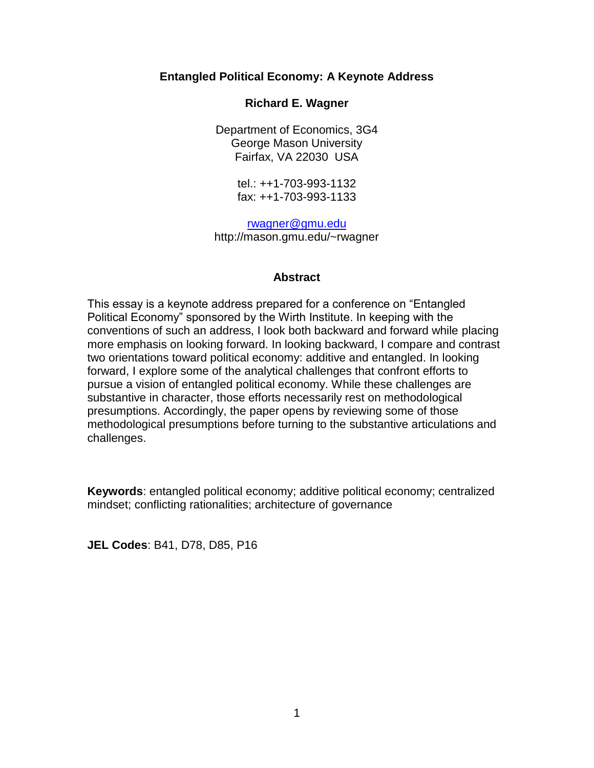# Entangled Political Economy: A Keynote Address

**Richard E. Wagner**

Department of Economics, 3G4
George Mason University
Fairfax, VA 22030 USA

tel.: ++1-703-993-1132
fax: ++1-703-993-1133

rwagner@gmu.edu
http://mason.gmu.edu/~rwagner

## Abstract

This essay is a keynote address prepared for a conference on "Entangled Political Economy" sponsored by the Wirth Institute. In keeping with the conventions of such an address, I look both backward and forward while placing more emphasis on looking forward. In looking backward, I compare and contrast two orientations toward political economy: additive and entangled. In looking forward, I explore some of the analytical challenges that confront efforts to pursue a vision of entangled political economy. While these challenges are substantive in character, those efforts necessarily rest on methodological presumptions. Accordingly, the paper opens by reviewing some of those methodological presumptions before turning to the substantive articulations and challenges.

**Keywords**: entangled political economy; additive political economy; centralized mindset; conflicting rationalities; architecture of governance

**JEL Codes**: B41, D78, D85, P16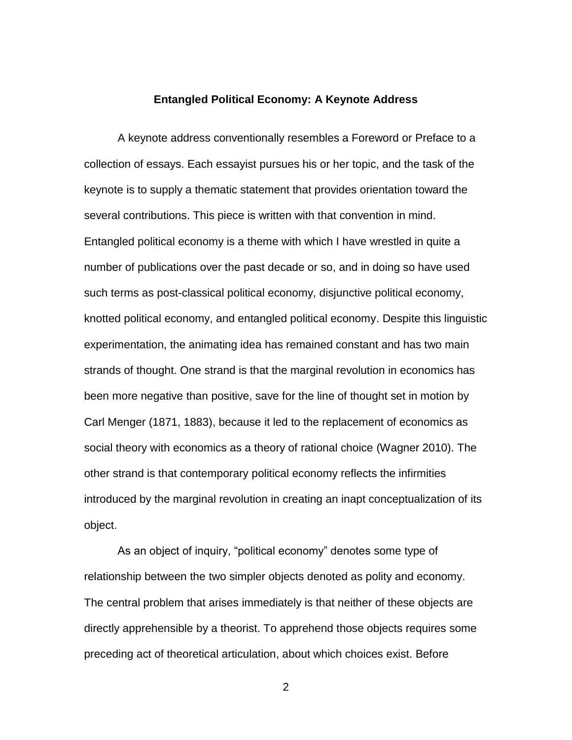# Entangled Political Economy: A Keynote Address

A keynote address conventionally resembles a Foreword or Preface to a collection of essays. Each essayist pursues his or her topic, and the task of the keynote is to supply a thematic statement that provides orientation toward the several contributions. This piece is written with that convention in mind. Entangled political economy is a theme with which I have wrestled in quite a number of publications over the past decade or so, and in doing so have used such terms as post-classical political economy, disjunctive political economy, knotted political economy, and entangled political economy. Despite this linguistic experimentation, the animating idea has remained constant and has two main strands of thought. One strand is that the marginal revolution in economics has been more negative than positive, save for the line of thought set in motion by Carl Menger (1871, 1883), because it led to the replacement of economics as social theory with economics as a theory of rational choice (Wagner 2010). The other strand is that contemporary political economy reflects the infirmities introduced by the marginal revolution in creating an inapt conceptualization of its object.

As an object of inquiry, "political economy" denotes some type of relationship between the two simpler objects denoted as polity and economy. The central problem that arises immediately is that neither of these objects are directly apprehensible by a theorist. To apprehend those objects requires some preceding act of theoretical articulation, about which choices exist. Before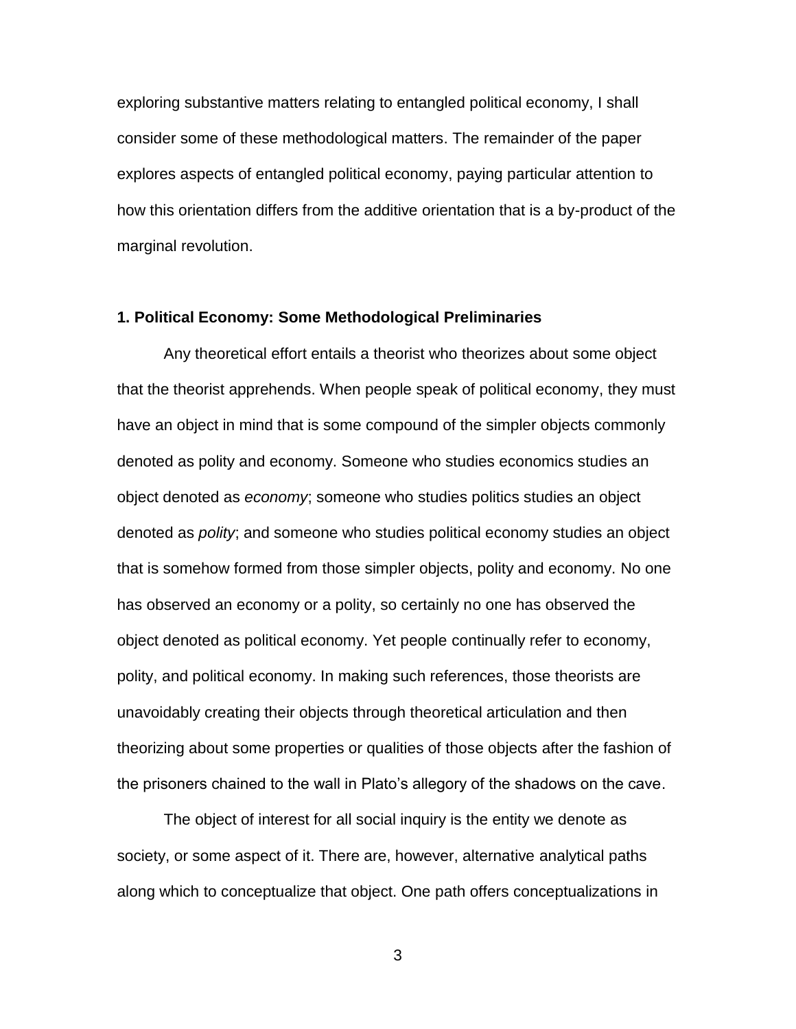exploring substantive matters relating to entangled political economy, I shall consider some of these methodological matters. The remainder of the paper explores aspects of entangled political economy, paying particular attention to how this orientation differs from the additive orientation that is a by-product of the marginal revolution.

## 1. Political Economy: Some Methodological Preliminaries

Any theoretical effort entails a theorist who theorizes about some object that the theorist apprehends. When people speak of political economy, they must have an object in mind that is some compound of the simpler objects commonly denoted as polity and economy. Someone who studies economics studies an object denoted as *economy*; someone who studies politics studies an object denoted as *polity*; and someone who studies political economy studies an object that is somehow formed from those simpler objects, polity and economy. No one has observed an economy or a polity, so certainly no one has observed the object denoted as political economy. Yet people continually refer to economy, polity, and political economy. In making such references, those theorists are unavoidably creating their objects through theoretical articulation and then theorizing about some properties or qualities of those objects after the fashion of the prisoners chained to the wall in Plato's allegory of the shadows on the cave.

The object of interest for all social inquiry is the entity we denote as society, or some aspect of it. There are, however, alternative analytical paths along which to conceptualize that object. One path offers conceptualizations in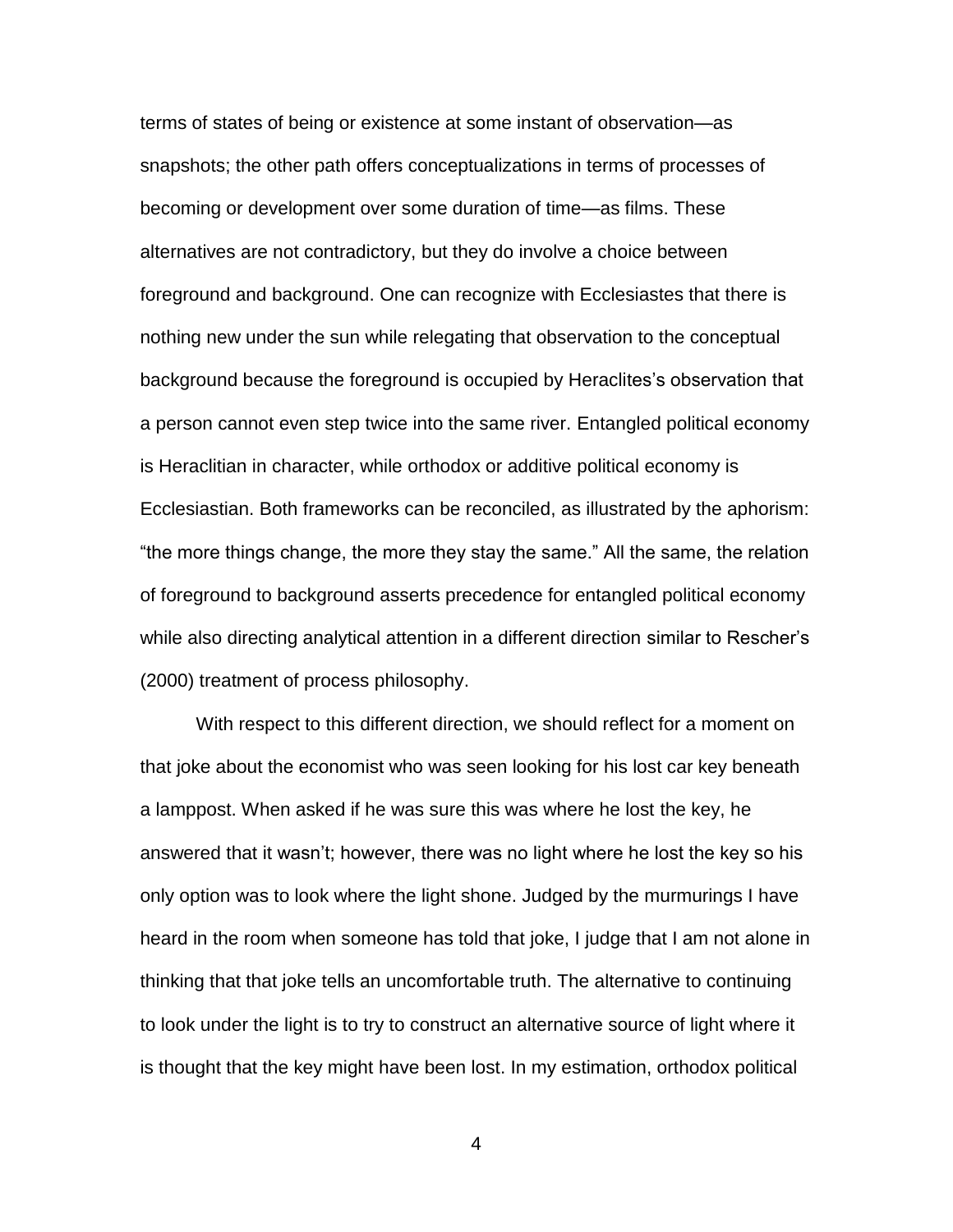terms of states of being or existence at some instant of observation—as snapshots; the other path offers conceptualizations in terms of processes of becoming or development over some duration of time—as films. These alternatives are not contradictory, but they do involve a choice between foreground and background. One can recognize with Ecclesiastes that there is nothing new under the sun while relegating that observation to the conceptual background because the foreground is occupied by Heraclites's observation that a person cannot even step twice into the same river. Entangled political economy is Heraclitian in character, while orthodox or additive political economy is Ecclesiastian. Both frameworks can be reconciled, as illustrated by the aphorism: "the more things change, the more they stay the same." All the same, the relation of foreground to background asserts precedence for entangled political economy while also directing analytical attention in a different direction similar to Rescher's (2000) treatment of process philosophy.

With respect to this different direction, we should reflect for a moment on that joke about the economist who was seen looking for his lost car key beneath a lamppost. When asked if he was sure this was where he lost the key, he answered that it wasn't; however, there was no light where he lost the key so his only option was to look where the light shone. Judged by the murmurings I have heard in the room when someone has told that joke, I judge that I am not alone in thinking that that joke tells an uncomfortable truth. The alternative to continuing to look under the light is to try to construct an alternative source of light where it is thought that the key might have been lost. In my estimation, orthodox political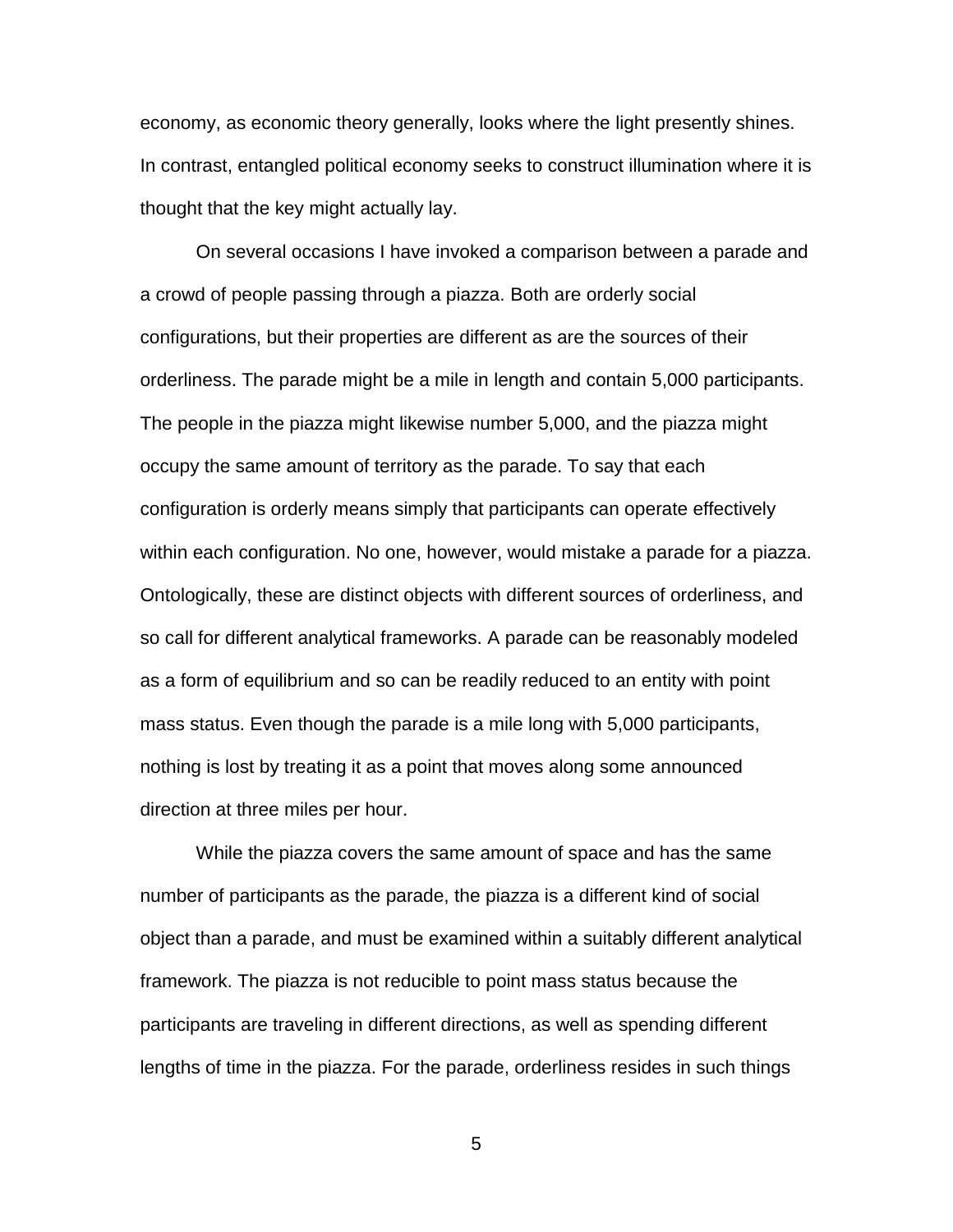economy, as economic theory generally, looks where the light presently shines. In contrast, entangled political economy seeks to construct illumination where it is thought that the key might actually lay.

On several occasions I have invoked a comparison between a parade and a crowd of people passing through a piazza. Both are orderly social configurations, but their properties are different as are the sources of their orderliness. The parade might be a mile in length and contain 5,000 participants. The people in the piazza might likewise number 5,000, and the piazza might occupy the same amount of territory as the parade. To say that each configuration is orderly means simply that participants can operate effectively within each configuration. No one, however, would mistake a parade for a piazza. Ontologically, these are distinct objects with different sources of orderliness, and so call for different analytical frameworks. A parade can be reasonably modeled as a form of equilibrium and so can be readily reduced to an entity with point mass status. Even though the parade is a mile long with 5,000 participants, nothing is lost by treating it as a point that moves along some announced direction at three miles per hour.

While the piazza covers the same amount of space and has the same number of participants as the parade, the piazza is a different kind of social object than a parade, and must be examined within a suitably different analytical framework. The piazza is not reducible to point mass status because the participants are traveling in different directions, as well as spending different lengths of time in the piazza. For the parade, orderliness resides in such things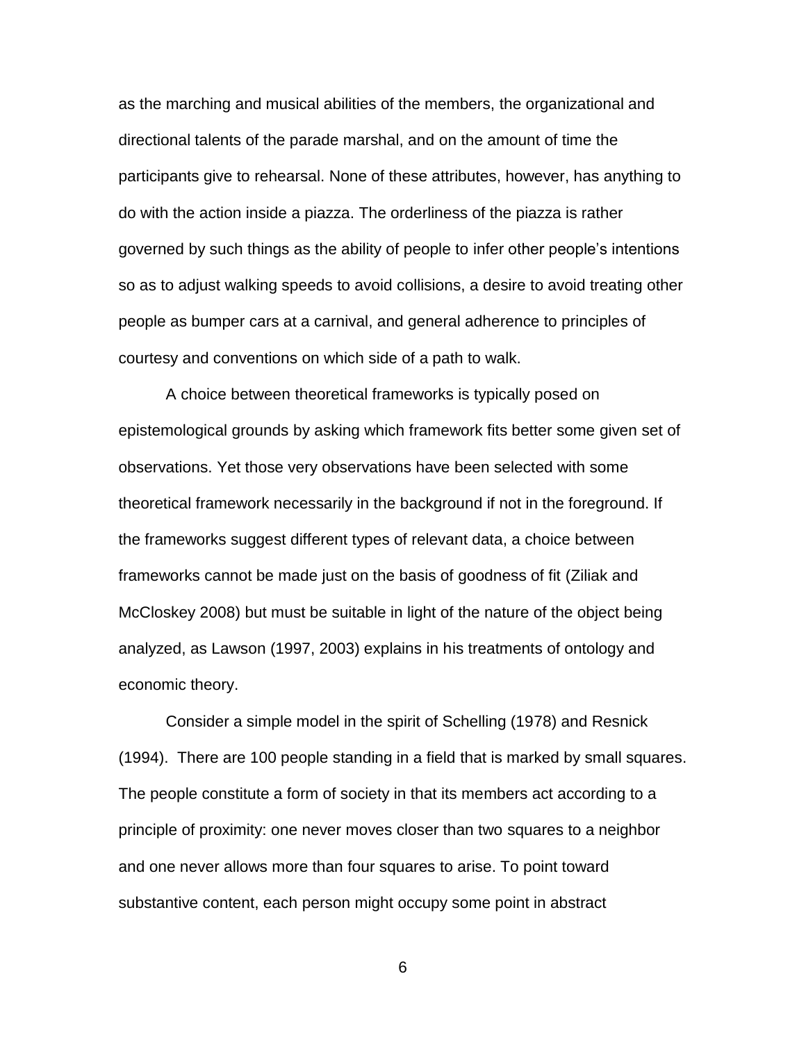as the marching and musical abilities of the members, the organizational and directional talents of the parade marshal, and on the amount of time the participants give to rehearsal. None of these attributes, however, has anything to do with the action inside a piazza. The orderliness of the piazza is rather governed by such things as the ability of people to infer other people's intentions so as to adjust walking speeds to avoid collisions, a desire to avoid treating other people as bumper cars at a carnival, and general adherence to principles of courtesy and conventions on which side of a path to walk.

A choice between theoretical frameworks is typically posed on epistemological grounds by asking which framework fits better some given set of observations. Yet those very observations have been selected with some theoretical framework necessarily in the background if not in the foreground. If the frameworks suggest different types of relevant data, a choice between frameworks cannot be made just on the basis of goodness of fit (Ziliak and McCloskey 2008) but must be suitable in light of the nature of the object being analyzed, as Lawson (1997, 2003) explains in his treatments of ontology and economic theory.

Consider a simple model in the spirit of Schelling (1978) and Resnick (1994). There are 100 people standing in a field that is marked by small squares. The people constitute a form of society in that its members act according to a principle of proximity: one never moves closer than two squares to a neighbor and one never allows more than four squares to arise. To point toward substantive content, each person might occupy some point in abstract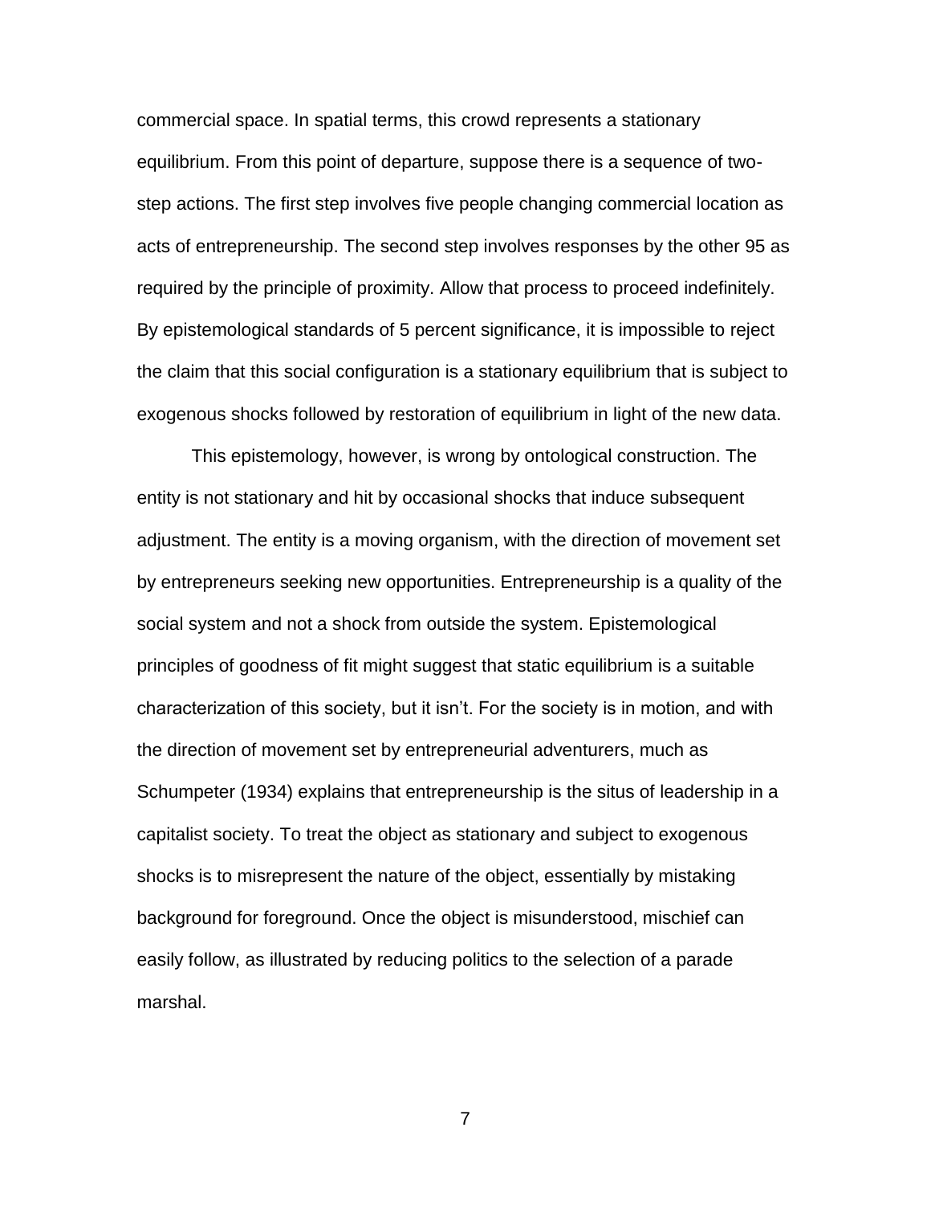commercial space. In spatial terms, this crowd represents a stationary equilibrium. From this point of departure, suppose there is a sequence of two-step actions. The first step involves five people changing commercial location as acts of entrepreneurship. The second step involves responses by the other 95 as required by the principle of proximity. Allow that process to proceed indefinitely. By epistemological standards of 5 percent significance, it is impossible to reject the claim that this social configuration is a stationary equilibrium that is subject to exogenous shocks followed by restoration of equilibrium in light of the new data.

This epistemology, however, is wrong by ontological construction. The entity is not stationary and hit by occasional shocks that induce subsequent adjustment. The entity is a moving organism, with the direction of movement set by entrepreneurs seeking new opportunities. Entrepreneurship is a quality of the social system and not a shock from outside the system. Epistemological principles of goodness of fit might suggest that static equilibrium is a suitable characterization of this society, but it isn't. For the society is in motion, and with the direction of movement set by entrepreneurial adventurers, much as Schumpeter (1934) explains that entrepreneurship is the situs of leadership in a capitalist society. To treat the object as stationary and subject to exogenous shocks is to misrepresent the nature of the object, essentially by mistaking background for foreground. Once the object is misunderstood, mischief can easily follow, as illustrated by reducing politics to the selection of a parade marshal.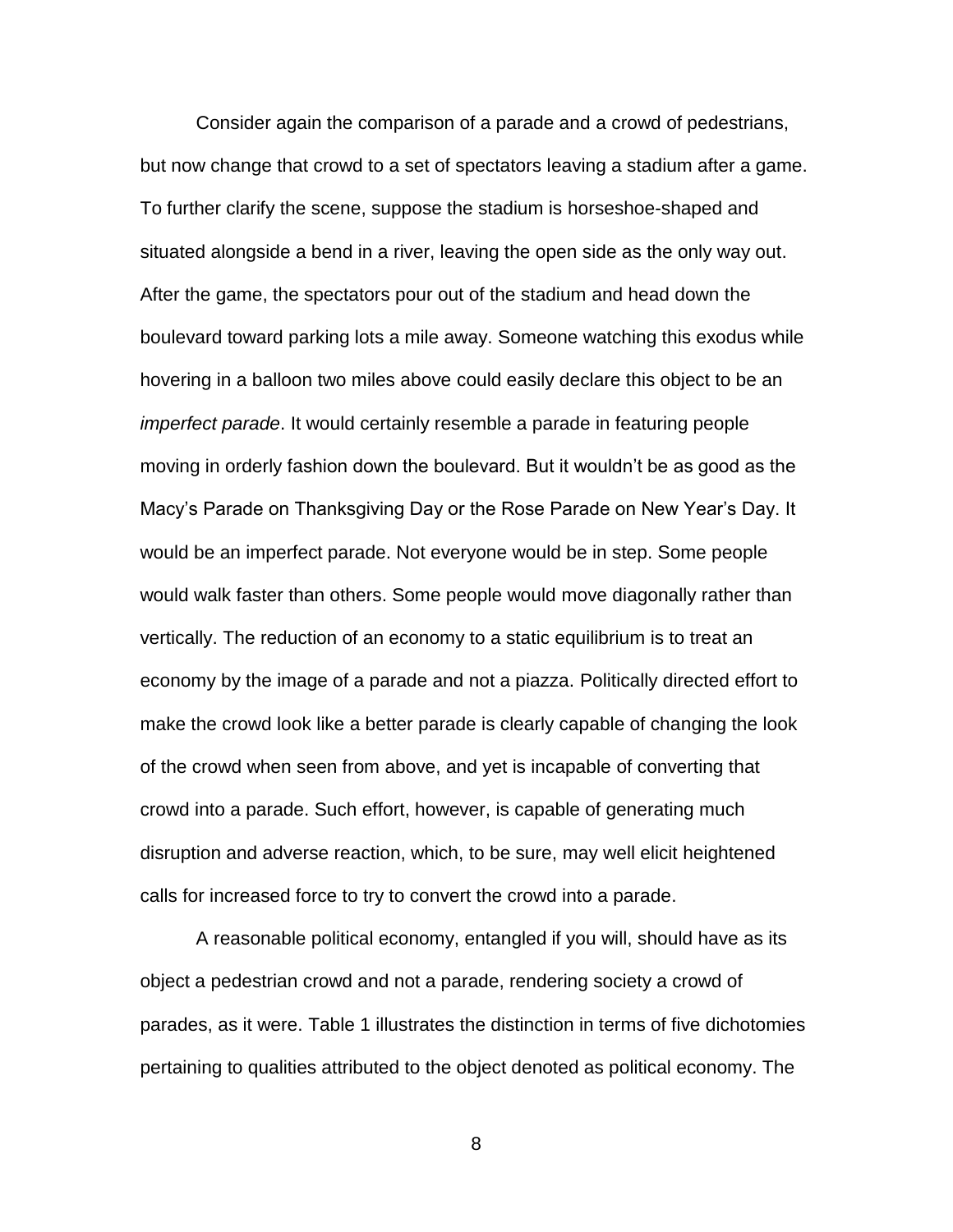Consider again the comparison of a parade and a crowd of pedestrians, but now change that crowd to a set of spectators leaving a stadium after a game. To further clarify the scene, suppose the stadium is horseshoe-shaped and situated alongside a bend in a river, leaving the open side as the only way out. After the game, the spectators pour out of the stadium and head down the boulevard toward parking lots a mile away. Someone watching this exodus while hovering in a balloon two miles above could easily declare this object to be an *imperfect parade*. It would certainly resemble a parade in featuring people moving in orderly fashion down the boulevard. But it wouldn't be as good as the Macy's Parade on Thanksgiving Day or the Rose Parade on New Year's Day. It would be an imperfect parade. Not everyone would be in step. Some people would walk faster than others. Some people would move diagonally rather than vertically. The reduction of an economy to a static equilibrium is to treat an economy by the image of a parade and not a piazza. Politically directed effort to make the crowd look like a better parade is clearly capable of changing the look of the crowd when seen from above, and yet is incapable of converting that crowd into a parade. Such effort, however, is capable of generating much disruption and adverse reaction, which, to be sure, may well elicit heightened calls for increased force to try to convert the crowd into a parade.

A reasonable political economy, entangled if you will, should have as its object a pedestrian crowd and not a parade, rendering society a crowd of parades, as it were. Table 1 illustrates the distinction in terms of five dichotomies pertaining to qualities attributed to the object denoted as political economy. The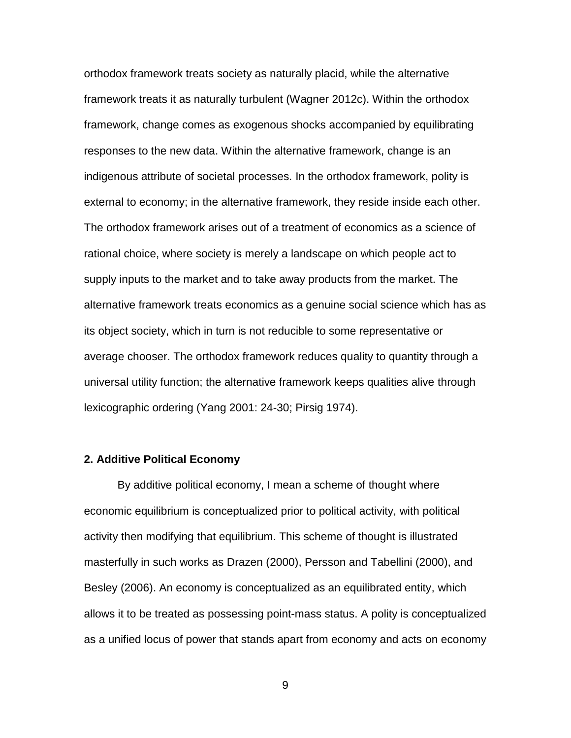orthodox framework treats society as naturally placid, while the alternative framework treats it as naturally turbulent (Wagner 2012c). Within the orthodox framework, change comes as exogenous shocks accompanied by equilibrating responses to the new data. Within the alternative framework, change is an indigenous attribute of societal processes. In the orthodox framework, polity is external to economy; in the alternative framework, they reside inside each other. The orthodox framework arises out of a treatment of economics as a science of rational choice, where society is merely a landscape on which people act to supply inputs to the market and to take away products from the market. The alternative framework treats economics as a genuine social science which has as its object society, which in turn is not reducible to some representative or average chooser. The orthodox framework reduces quality to quantity through a universal utility function; the alternative framework keeps qualities alive through lexicographic ordering (Yang 2001: 24-30; Pirsig 1974).

## 2. Additive Political Economy

By additive political economy, I mean a scheme of thought where economic equilibrium is conceptualized prior to political activity, with political activity then modifying that equilibrium. This scheme of thought is illustrated masterfully in such works as Drazen (2000), Persson and Tabellini (2000), and Besley (2006). An economy is conceptualized as an equilibrated entity, which allows it to be treated as possessing point-mass status. A polity is conceptualized as a unified locus of power that stands apart from economy and acts on economy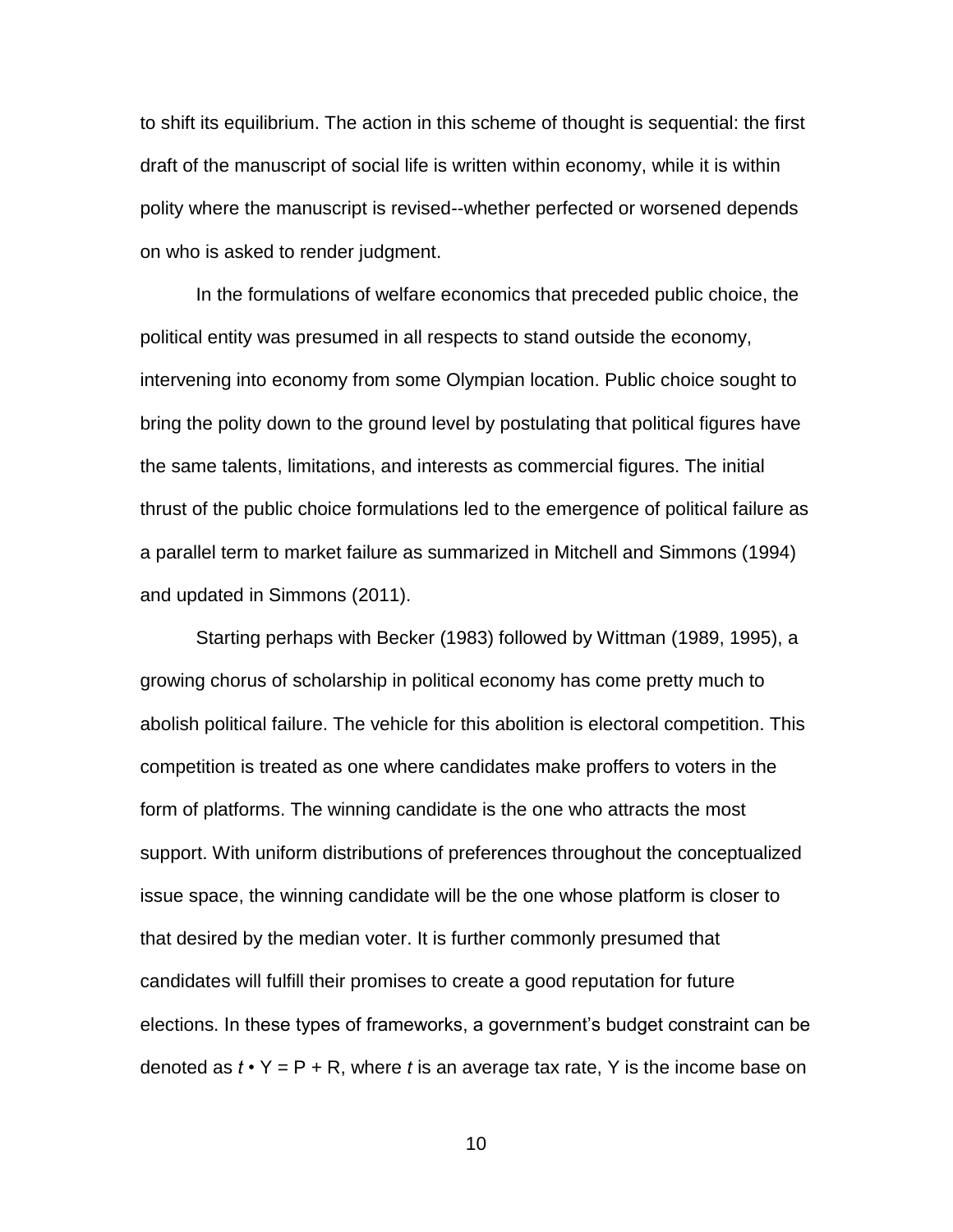to shift its equilibrium. The action in this scheme of thought is sequential: the first draft of the manuscript of social life is written within economy, while it is within polity where the manuscript is revised--whether perfected or worsened depends on who is asked to render judgment.

In the formulations of welfare economics that preceded public choice, the political entity was presumed in all respects to stand outside the economy, intervening into economy from some Olympian location. Public choice sought to bring the polity down to the ground level by postulating that political figures have the same talents, limitations, and interests as commercial figures. The initial thrust of the public choice formulations led to the emergence of political failure as a parallel term to market failure as summarized in Mitchell and Simmons (1994) and updated in Simmons (2011).

Starting perhaps with Becker (1983) followed by Wittman (1989, 1995), a growing chorus of scholarship in political economy has come pretty much to abolish political failure. The vehicle for this abolition is electoral competition. This competition is treated as one where candidates make proffers to voters in the form of platforms. The winning candidate is the one who attracts the most support. With uniform distributions of preferences throughout the conceptualized issue space, the winning candidate will be the one whose platform is closer to that desired by the median voter. It is further commonly presumed that candidates will fulfill their promises to create a good reputation for future elections. In these types of frameworks, a government's budget constraint can be denoted as $t \cdot Y = P + R$, where $t$ is an average tax rate, Y is the income base on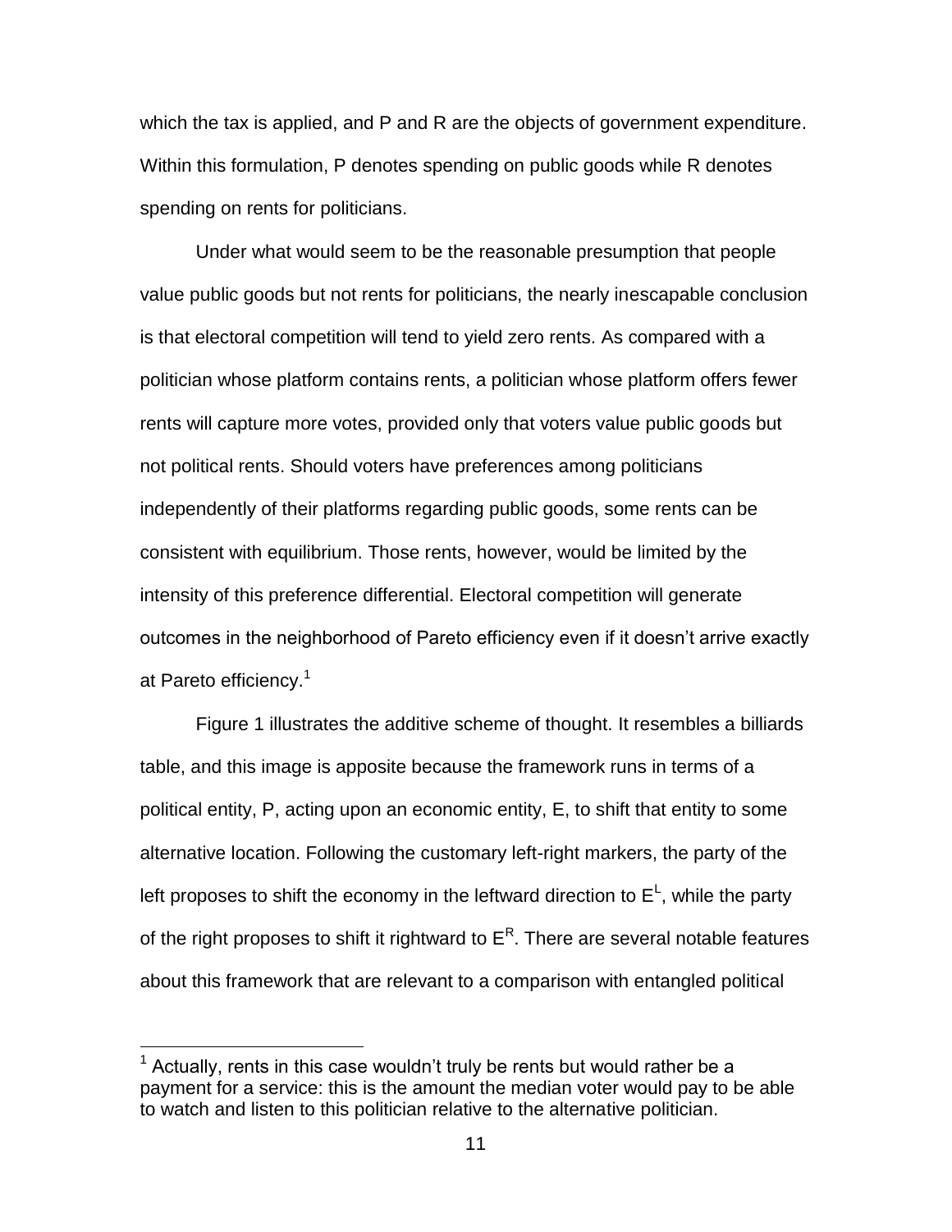which the tax is applied, and P and R are the objects of government expenditure. Within this formulation, P denotes spending on public goods while R denotes spending on rents for politicians.

Under what would seem to be the reasonable presumption that people value public goods but not rents for politicians, the nearly inescapable conclusion is that electoral competition will tend to yield zero rents. As compared with a politician whose platform contains rents, a politician whose platform offers fewer rents will capture more votes, provided only that voters value public goods but not political rents. Should voters have preferences among politicians independently of their platforms regarding public goods, some rents can be consistent with equilibrium. Those rents, however, would be limited by the intensity of this preference differential. Electoral competition will generate outcomes in the neighborhood of Pareto efficiency even if it doesn't arrive exactly at Pareto efficiency.[1]

Figure 1 illustrates the additive scheme of thought. It resembles a billiards table, and this image is apposite because the framework runs in terms of a political entity, P, acting upon an economic entity, E, to shift that entity to some alternative location. Following the customary left-right markers, the party of the left proposes to shift the economy in the leftward direction to $E^L$, while the party of the right proposes to shift it rightward to $E^R$. There are several notable features about this framework that are relevant to a comparison with entangled political

[1] Actually, rents in this case wouldn't truly be rents but would rather be a payment for a service: this is the amount the median voter would pay to be able to watch and listen to this politician relative to the alternative politician.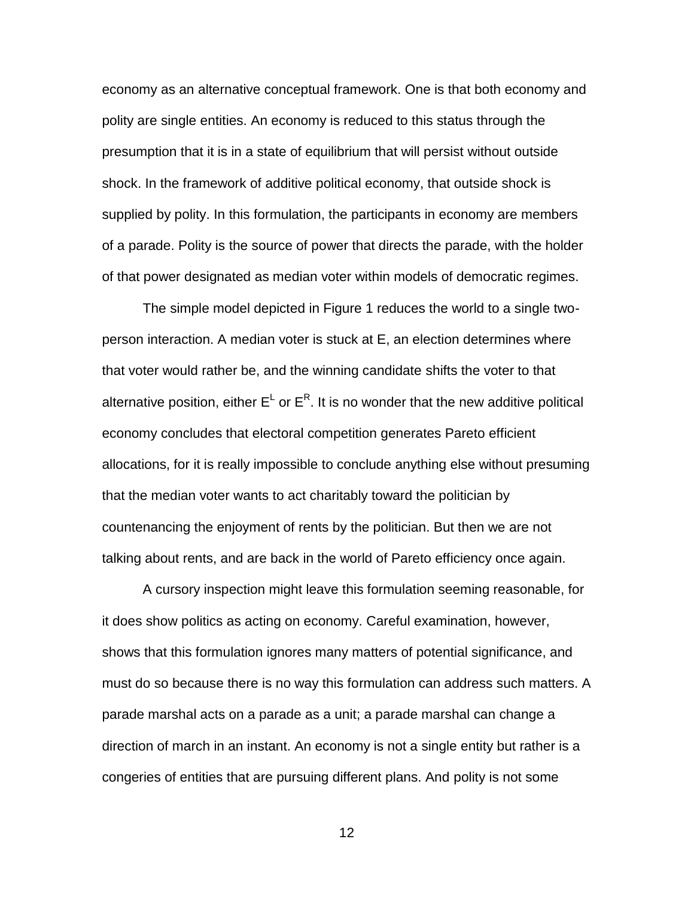economy as an alternative conceptual framework. One is that both economy and polity are single entities. An economy is reduced to this status through the presumption that it is in a state of equilibrium that will persist without outside shock. In the framework of additive political economy, that outside shock is supplied by polity. In this formulation, the participants in economy are members of a parade. Polity is the source of power that directs the parade, with the holder of that power designated as median voter within models of democratic regimes.

The simple model depicted in Figure 1 reduces the world to a single two-person interaction. A median voter is stuck at E, an election determines where that voter would rather be, and the winning candidate shifts the voter to that alternative position, either $E^L$ or $E^R$. It is no wonder that the new additive political economy concludes that electoral competition generates Pareto efficient allocations, for it is really impossible to conclude anything else without presuming that the median voter wants to act charitably toward the politician by countenancing the enjoyment of rents by the politician. But then we are not talking about rents, and are back in the world of Pareto efficiency once again.

A cursory inspection might leave this formulation seeming reasonable, for it does show politics as acting on economy. Careful examination, however, shows that this formulation ignores many matters of potential significance, and must do so because there is no way this formulation can address such matters. A parade marshal acts on a parade as a unit; a parade marshal can change a direction of march in an instant. An economy is not a single entity but rather is a congeries of entities that are pursuing different plans. And polity is not some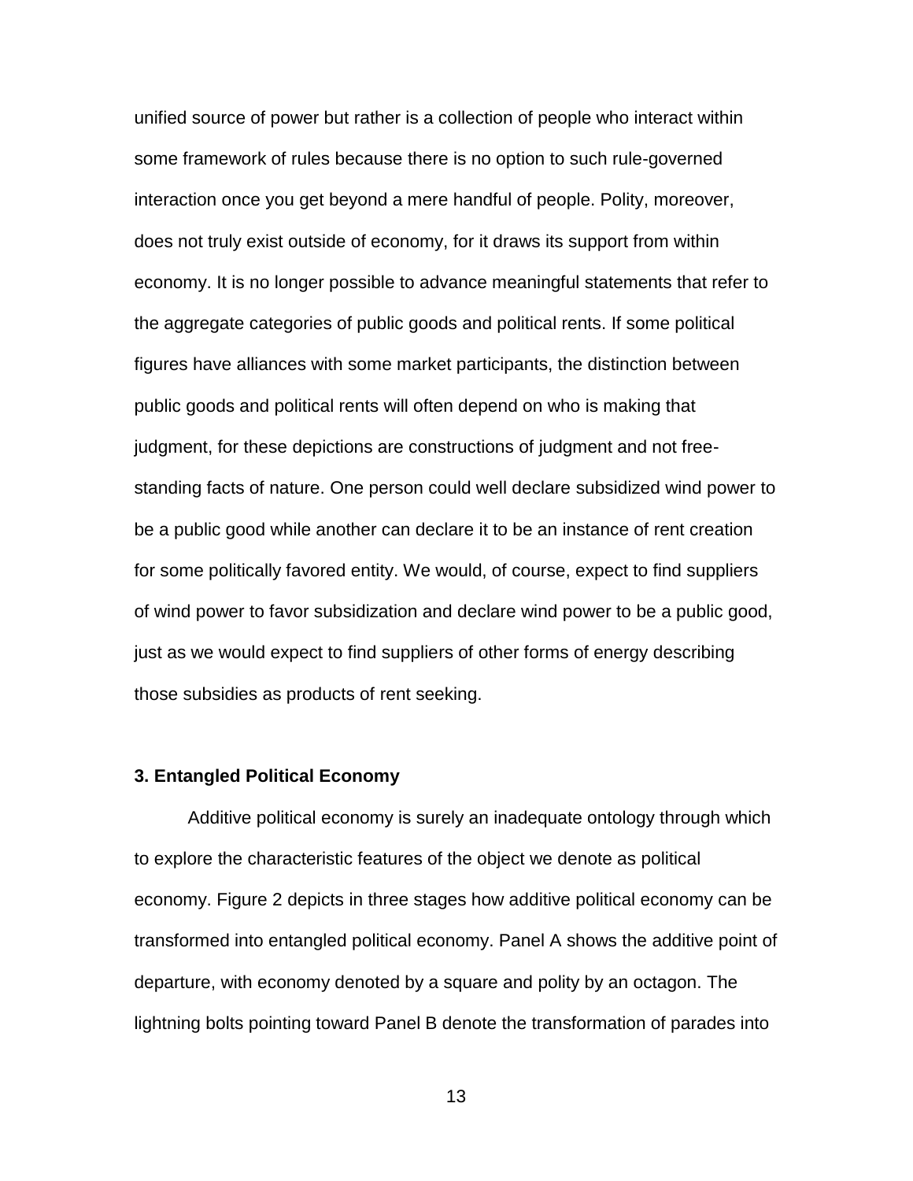unified source of power but rather is a collection of people who interact within some framework of rules because there is no option to such rule-governed interaction once you get beyond a mere handful of people. Polity, moreover, does not truly exist outside of economy, for it draws its support from within economy. It is no longer possible to advance meaningful statements that refer to the aggregate categories of public goods and political rents. If some political figures have alliances with some market participants, the distinction between public goods and political rents will often depend on who is making that judgment, for these depictions are constructions of judgment and not free-standing facts of nature. One person could well declare subsidized wind power to be a public good while another can declare it to be an instance of rent creation for some politically favored entity. We would, of course, expect to find suppliers of wind power to favor subsidization and declare wind power to be a public good, just as we would expect to find suppliers of other forms of energy describing those subsidies as products of rent seeking.

### 3. Entangled Political Economy

Additive political economy is surely an inadequate ontology through which to explore the characteristic features of the object we denote as political economy. Figure 2 depicts in three stages how additive political economy can be transformed into entangled political economy. Panel A shows the additive point of departure, with economy denoted by a square and polity by an octagon. The lightning bolts pointing toward Panel B denote the transformation of parades into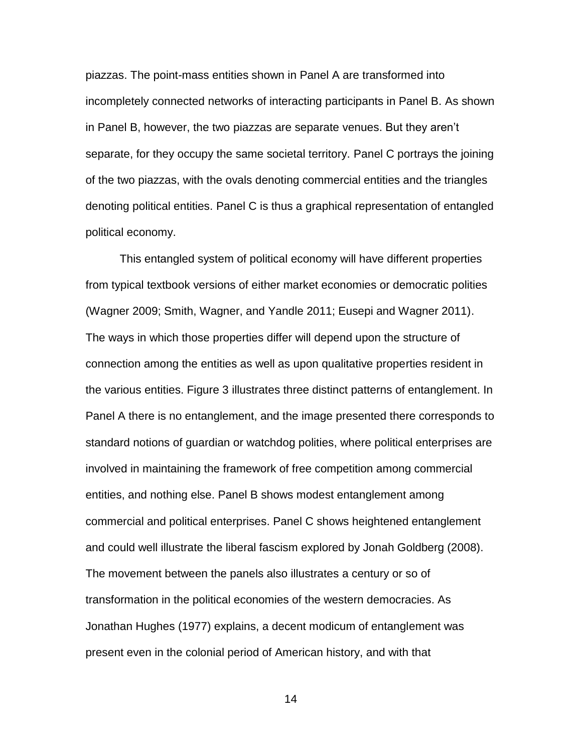piazzas. The point-mass entities shown in Panel A are transformed into incompletely connected networks of interacting participants in Panel B. As shown in Panel B, however, the two piazzas are separate venues. But they aren't separate, for they occupy the same societal territory. Panel C portrays the joining of the two piazzas, with the ovals denoting commercial entities and the triangles denoting political entities. Panel C is thus a graphical representation of entangled political economy.

This entangled system of political economy will have different properties from typical textbook versions of either market economies or democratic polities (Wagner 2009; Smith, Wagner, and Yandle 2011; Eusepi and Wagner 2011). The ways in which those properties differ will depend upon the structure of connection among the entities as well as upon qualitative properties resident in the various entities. Figure 3 illustrates three distinct patterns of entanglement. In Panel A there is no entanglement, and the image presented there corresponds to standard notions of guardian or watchdog polities, where political enterprises are involved in maintaining the framework of free competition among commercial entities, and nothing else. Panel B shows modest entanglement among commercial and political enterprises. Panel C shows heightened entanglement and could well illustrate the liberal fascism explored by Jonah Goldberg (2008). The movement between the panels also illustrates a century or so of transformation in the political economies of the western democracies. As Jonathan Hughes (1977) explains, a decent modicum of entanglement was present even in the colonial period of American history, and with that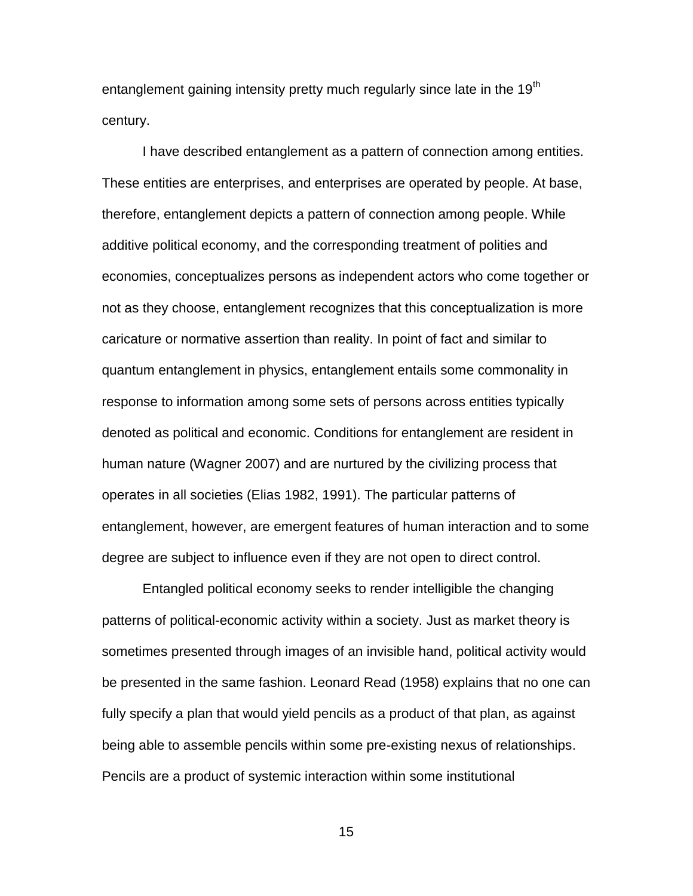entanglement gaining intensity pretty much regularly since late in the 19th century.

I have described entanglement as a pattern of connection among entities. These entities are enterprises, and enterprises are operated by people. At base, therefore, entanglement depicts a pattern of connection among people. While additive political economy, and the corresponding treatment of polities and economies, conceptualizes persons as independent actors who come together or not as they choose, entanglement recognizes that this conceptualization is more caricature or normative assertion than reality. In point of fact and similar to quantum entanglement in physics, entanglement entails some commonality in response to information among some sets of persons across entities typically denoted as political and economic. Conditions for entanglement are resident in human nature (Wagner 2007) and are nurtured by the civilizing process that operates in all societies (Elias 1982, 1991). The particular patterns of entanglement, however, are emergent features of human interaction and to some degree are subject to influence even if they are not open to direct control.

Entangled political economy seeks to render intelligible the changing patterns of political-economic activity within a society. Just as market theory is sometimes presented through images of an invisible hand, political activity would be presented in the same fashion. Leonard Read (1958) explains that no one can fully specify a plan that would yield pencils as a product of that plan, as against being able to assemble pencils within some pre-existing nexus of relationships. Pencils are a product of systemic interaction within some institutional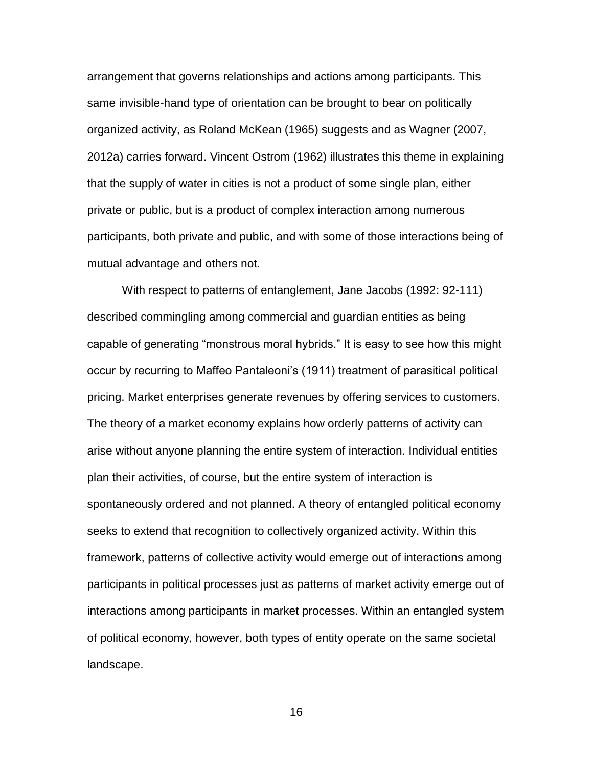arrangement that governs relationships and actions among participants. This same invisible-hand type of orientation can be brought to bear on politically organized activity, as Roland McKean (1965) suggests and as Wagner (2007, 2012a) carries forward. Vincent Ostrom (1962) illustrates this theme in explaining that the supply of water in cities is not a product of some single plan, either private or public, but is a product of complex interaction among numerous participants, both private and public, and with some of those interactions being of mutual advantage and others not.

With respect to patterns of entanglement, Jane Jacobs (1992: 92-111) described commingling among commercial and guardian entities as being capable of generating "monstrous moral hybrids." It is easy to see how this might occur by recurring to Maffeo Pantaleoni's (1911) treatment of parasitical political pricing. Market enterprises generate revenues by offering services to customers. The theory of a market economy explains how orderly patterns of activity can arise without anyone planning the entire system of interaction. Individual entities plan their activities, of course, but the entire system of interaction is spontaneously ordered and not planned. A theory of entangled political economy seeks to extend that recognition to collectively organized activity. Within this framework, patterns of collective activity would emerge out of interactions among participants in political processes just as patterns of market activity emerge out of interactions among participants in market processes. Within an entangled system of political economy, however, both types of entity operate on the same societal landscape.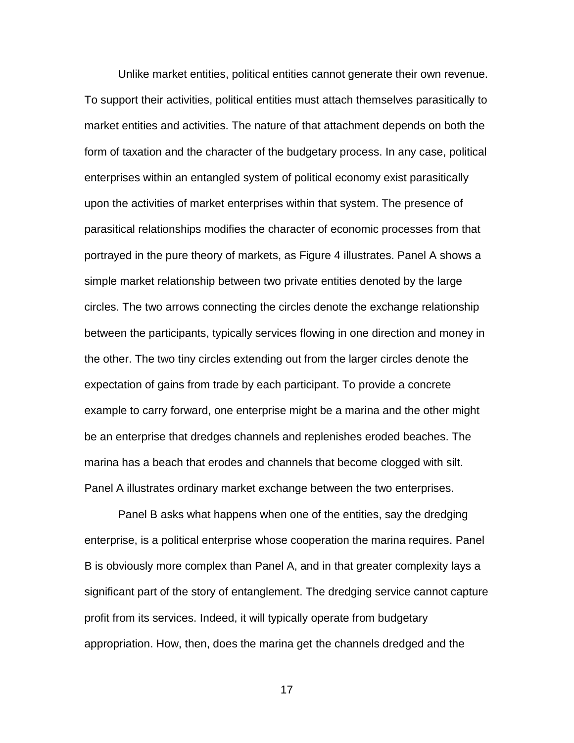Unlike market entities, political entities cannot generate their own revenue. To support their activities, political entities must attach themselves parasitically to market entities and activities. The nature of that attachment depends on both the form of taxation and the character of the budgetary process. In any case, political enterprises within an entangled system of political economy exist parasitically upon the activities of market enterprises within that system. The presence of parasitical relationships modifies the character of economic processes from that portrayed in the pure theory of markets, as Figure 4 illustrates. Panel A shows a simple market relationship between two private entities denoted by the large circles. The two arrows connecting the circles denote the exchange relationship between the participants, typically services flowing in one direction and money in the other. The two tiny circles extending out from the larger circles denote the expectation of gains from trade by each participant. To provide a concrete example to carry forward, one enterprise might be a marina and the other might be an enterprise that dredges channels and replenishes eroded beaches. The marina has a beach that erodes and channels that become clogged with silt. Panel A illustrates ordinary market exchange between the two enterprises.

Panel B asks what happens when one of the entities, say the dredging enterprise, is a political enterprise whose cooperation the marina requires. Panel B is obviously more complex than Panel A, and in that greater complexity lays a significant part of the story of entanglement. The dredging service cannot capture profit from its services. Indeed, it will typically operate from budgetary appropriation. How, then, does the marina get the channels dredged and the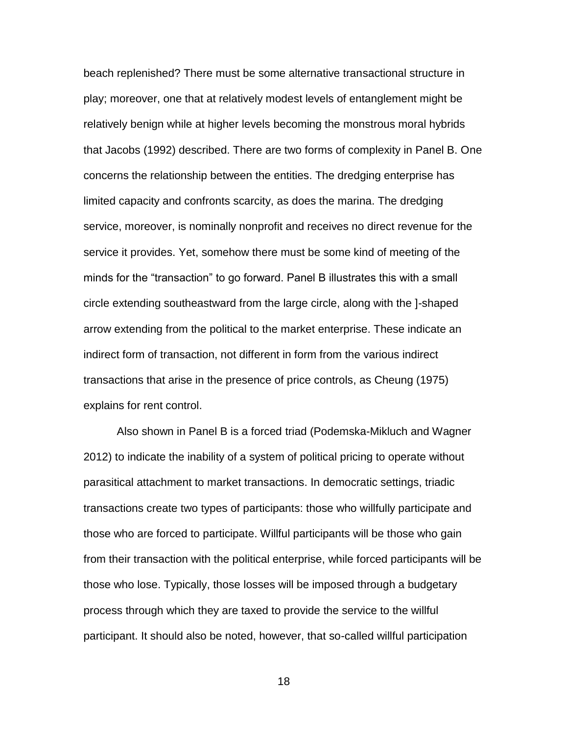beach replenished? There must be some alternative transactional structure in play; moreover, one that at relatively modest levels of entanglement might be relatively benign while at higher levels becoming the monstrous moral hybrids that Jacobs (1992) described. There are two forms of complexity in Panel B. One concerns the relationship between the entities. The dredging enterprise has limited capacity and confronts scarcity, as does the marina. The dredging service, moreover, is nominally nonprofit and receives no direct revenue for the service it provides. Yet, somehow there must be some kind of meeting of the minds for the "transaction" to go forward. Panel B illustrates this with a small circle extending southeastward from the large circle, along with the ]-shaped arrow extending from the political to the market enterprise. These indicate an indirect form of transaction, not different in form from the various indirect transactions that arise in the presence of price controls, as Cheung (1975) explains for rent control.

Also shown in Panel B is a forced triad (Podemska-Mikluch and Wagner 2012) to indicate the inability of a system of political pricing to operate without parasitical attachment to market transactions. In democratic settings, triadic transactions create two types of participants: those who willfully participate and those who are forced to participate. Willful participants will be those who gain from their transaction with the political enterprise, while forced participants will be those who lose. Typically, those losses will be imposed through a budgetary process through which they are taxed to provide the service to the willful participant. It should also be noted, however, that so-called willful participation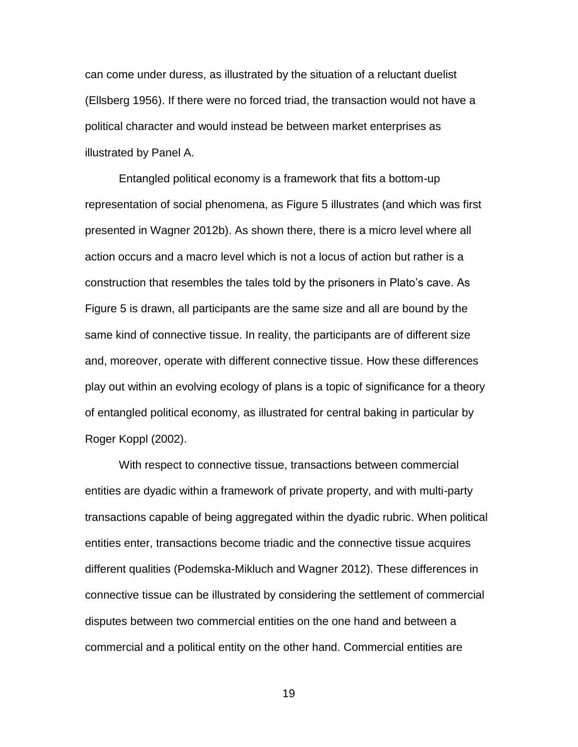can come under duress, as illustrated by the situation of a reluctant duelist (Ellsberg 1956). If there were no forced triad, the transaction would not have a political character and would instead be between market enterprises as illustrated by Panel A.

Entangled political economy is a framework that fits a bottom-up representation of social phenomena, as Figure 5 illustrates (and which was first presented in Wagner 2012b). As shown there, there is a micro level where all action occurs and a macro level which is not a locus of action but rather is a construction that resembles the tales told by the prisoners in Plato's cave. As Figure 5 is drawn, all participants are the same size and all are bound by the same kind of connective tissue. In reality, the participants are of different size and, moreover, operate with different connective tissue. How these differences play out within an evolving ecology of plans is a topic of significance for a theory of entangled political economy, as illustrated for central baking in particular by Roger Koppl (2002).

With respect to connective tissue, transactions between commercial entities are dyadic within a framework of private property, and with multi-party transactions capable of being aggregated within the dyadic rubric. When political entities enter, transactions become triadic and the connective tissue acquires different qualities (Podemska-Mikluch and Wagner 2012). These differences in connective tissue can be illustrated by considering the settlement of commercial disputes between two commercial entities on the one hand and between a commercial and a political entity on the other hand. Commercial entities are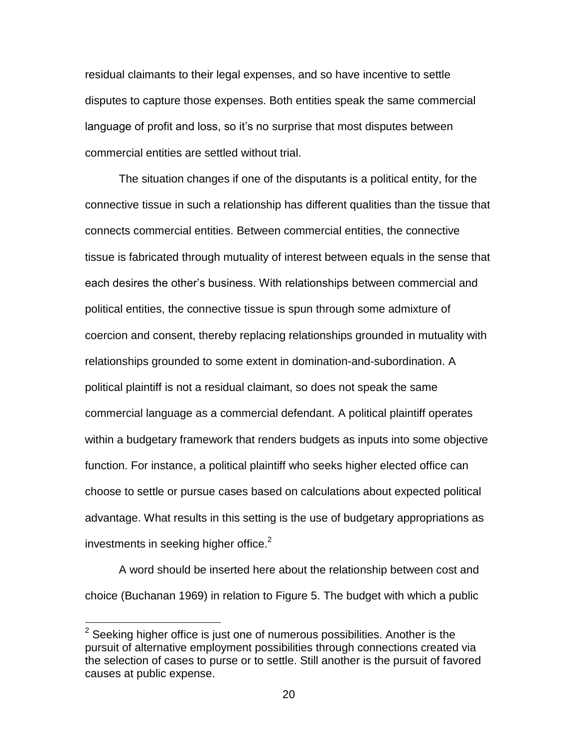residual claimants to their legal expenses, and so have incentive to settle disputes to capture those expenses. Both entities speak the same commercial language of profit and loss, so it's no surprise that most disputes between commercial entities are settled without trial.

The situation changes if one of the disputants is a political entity, for the connective tissue in such a relationship has different qualities than the tissue that connects commercial entities. Between commercial entities, the connective tissue is fabricated through mutuality of interest between equals in the sense that each desires the other's business. With relationships between commercial and political entities, the connective tissue is spun through some admixture of coercion and consent, thereby replacing relationships grounded in mutuality with relationships grounded to some extent in domination-and-subordination. A political plaintiff is not a residual claimant, so does not speak the same commercial language as a commercial defendant. A political plaintiff operates within a budgetary framework that renders budgets as inputs into some objective function. For instance, a political plaintiff who seeks higher elected office can choose to settle or pursue cases based on calculations about expected political advantage. What results in this setting is the use of budgetary appropriations as investments in seeking higher office.[2]

A word should be inserted here about the relationship between cost and choice (Buchanan 1969) in relation to Figure 5. The budget with which a public

[2] Seeking higher office is just one of numerous possibilities. Another is the pursuit of alternative employment possibilities through connections created via the selection of cases to purse or to settle. Still another is the pursuit of favored causes at public expense.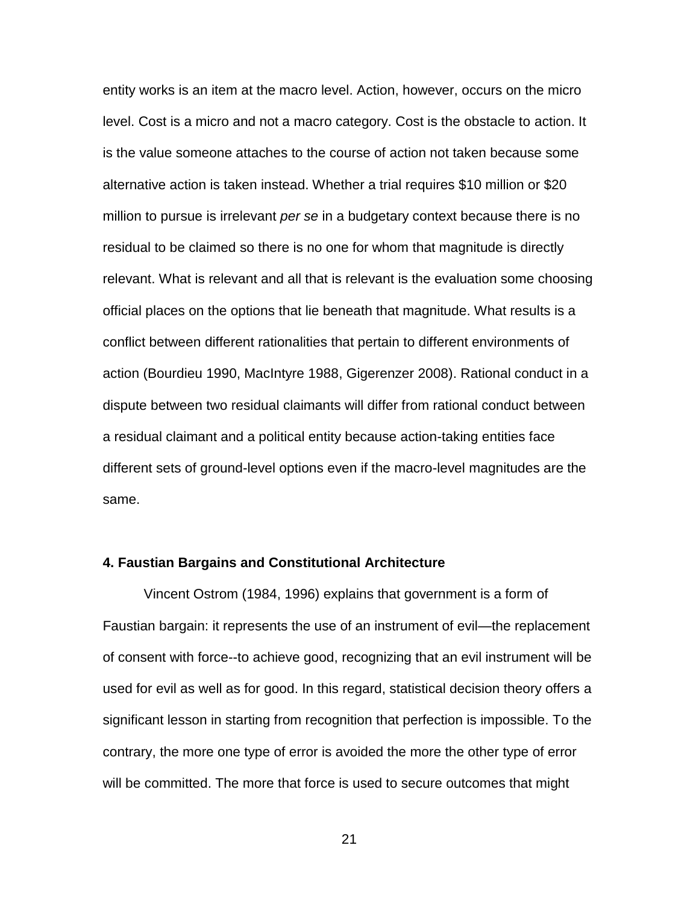entity works is an item at the macro level. Action, however, occurs on the micro level. Cost is a micro and not a macro category. Cost is the obstacle to action. It is the value someone attaches to the course of action not taken because some alternative action is taken instead. Whether a trial requires $10 million or $20 million to pursue is irrelevant *per se* in a budgetary context because there is no residual to be claimed so there is no one for whom that magnitude is directly relevant. What is relevant and all that is relevant is the evaluation some choosing official places on the options that lie beneath that magnitude. What results is a conflict between different rationalities that pertain to different environments of action (Bourdieu 1990, MacIntyre 1988, Gigerenzer 2008). Rational conduct in a dispute between two residual claimants will differ from rational conduct between a residual claimant and a political entity because action-taking entities face different sets of ground-level options even if the macro-level magnitudes are the same.

### 4. Faustian Bargains and Constitutional Architecture

Vincent Ostrom (1984, 1996) explains that government is a form of Faustian bargain: it represents the use of an instrument of evil—the replacement of consent with force--to achieve good, recognizing that an evil instrument will be used for evil as well as for good. In this regard, statistical decision theory offers a significant lesson in starting from recognition that perfection is impossible. To the contrary, the more one type of error is avoided the more the other type of error will be committed. The more that force is used to secure outcomes that might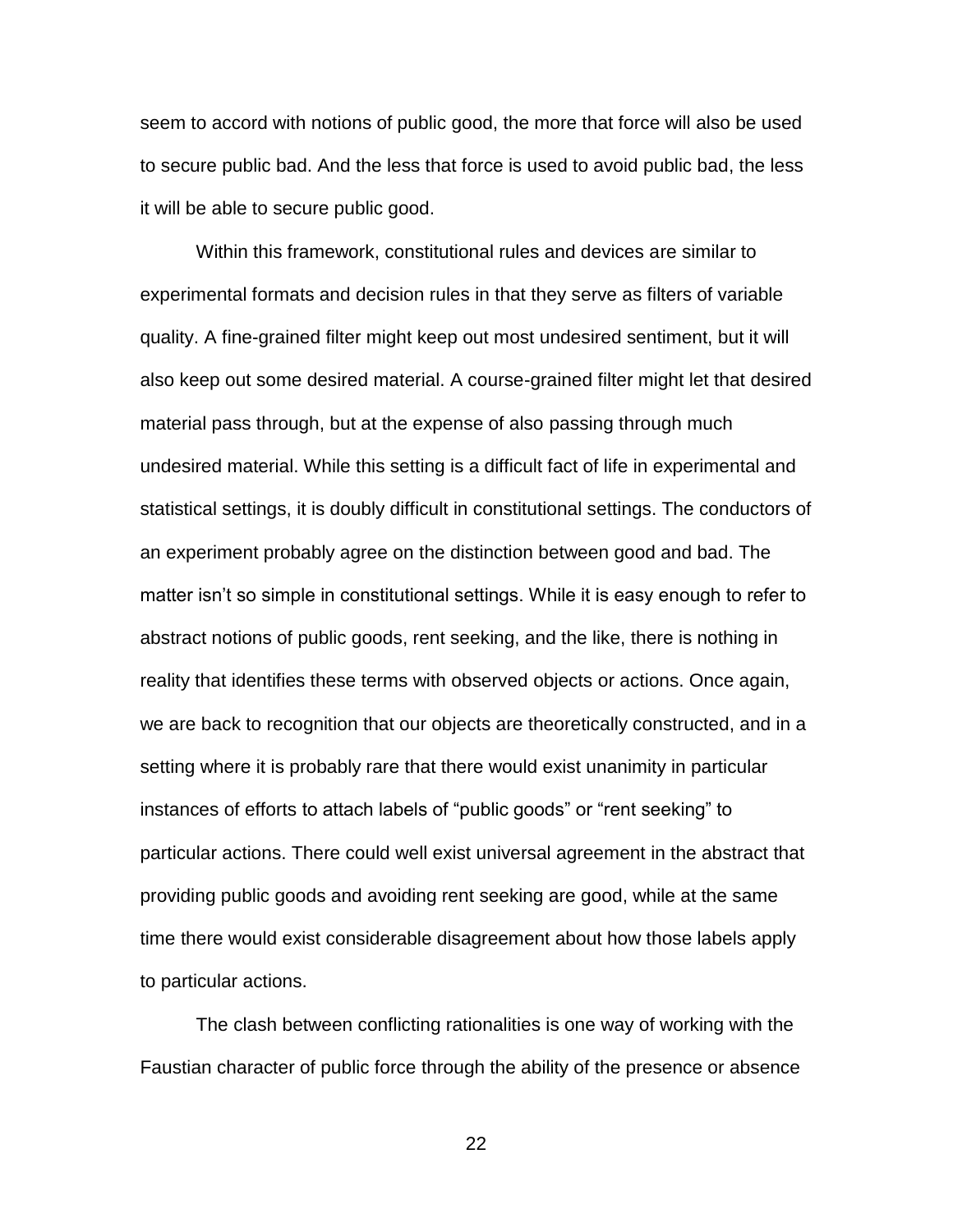seem to accord with notions of public good, the more that force will also be used to secure public bad. And the less that force is used to avoid public bad, the less it will be able to secure public good.

Within this framework, constitutional rules and devices are similar to experimental formats and decision rules in that they serve as filters of variable quality. A fine-grained filter might keep out most undesired sentiment, but it will also keep out some desired material. A course-grained filter might let that desired material pass through, but at the expense of also passing through much undesired material. While this setting is a difficult fact of life in experimental and statistical settings, it is doubly difficult in constitutional settings. The conductors of an experiment probably agree on the distinction between good and bad. The matter isn't so simple in constitutional settings. While it is easy enough to refer to abstract notions of public goods, rent seeking, and the like, there is nothing in reality that identifies these terms with observed objects or actions. Once again, we are back to recognition that our objects are theoretically constructed, and in a setting where it is probably rare that there would exist unanimity in particular instances of efforts to attach labels of "public goods" or "rent seeking" to particular actions. There could well exist universal agreement in the abstract that providing public goods and avoiding rent seeking are good, while at the same time there would exist considerable disagreement about how those labels apply to particular actions.

The clash between conflicting rationalities is one way of working with the Faustian character of public force through the ability of the presence or absence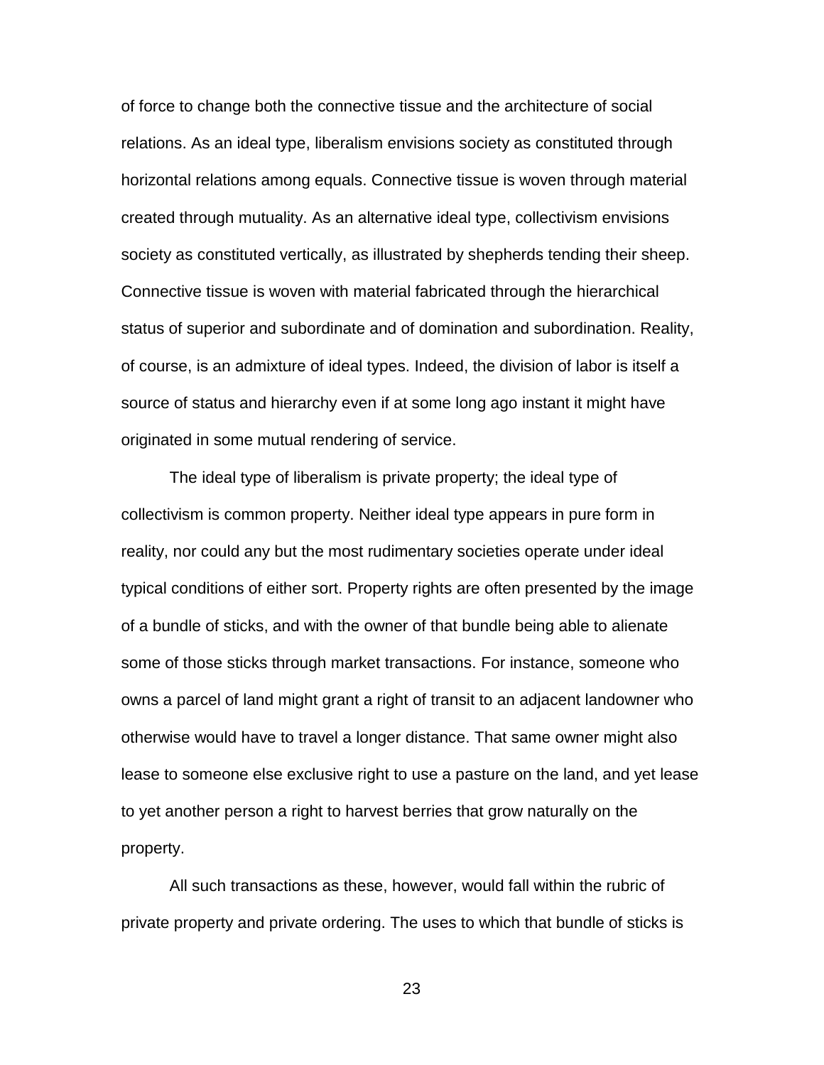of force to change both the connective tissue and the architecture of social relations. As an ideal type, liberalism envisions society as constituted through horizontal relations among equals. Connective tissue is woven through material created through mutuality. As an alternative ideal type, collectivism envisions society as constituted vertically, as illustrated by shepherds tending their sheep. Connective tissue is woven with material fabricated through the hierarchical status of superior and subordinate and of domination and subordination. Reality, of course, is an admixture of ideal types. Indeed, the division of labor is itself a source of status and hierarchy even if at some long ago instant it might have originated in some mutual rendering of service.

The ideal type of liberalism is private property; the ideal type of collectivism is common property. Neither ideal type appears in pure form in reality, nor could any but the most rudimentary societies operate under ideal typical conditions of either sort. Property rights are often presented by the image of a bundle of sticks, and with the owner of that bundle being able to alienate some of those sticks through market transactions. For instance, someone who owns a parcel of land might grant a right of transit to an adjacent landowner who otherwise would have to travel a longer distance. That same owner might also lease to someone else exclusive right to use a pasture on the land, and yet lease to yet another person a right to harvest berries that grow naturally on the property.

All such transactions as these, however, would fall within the rubric of private property and private ordering. The uses to which that bundle of sticks is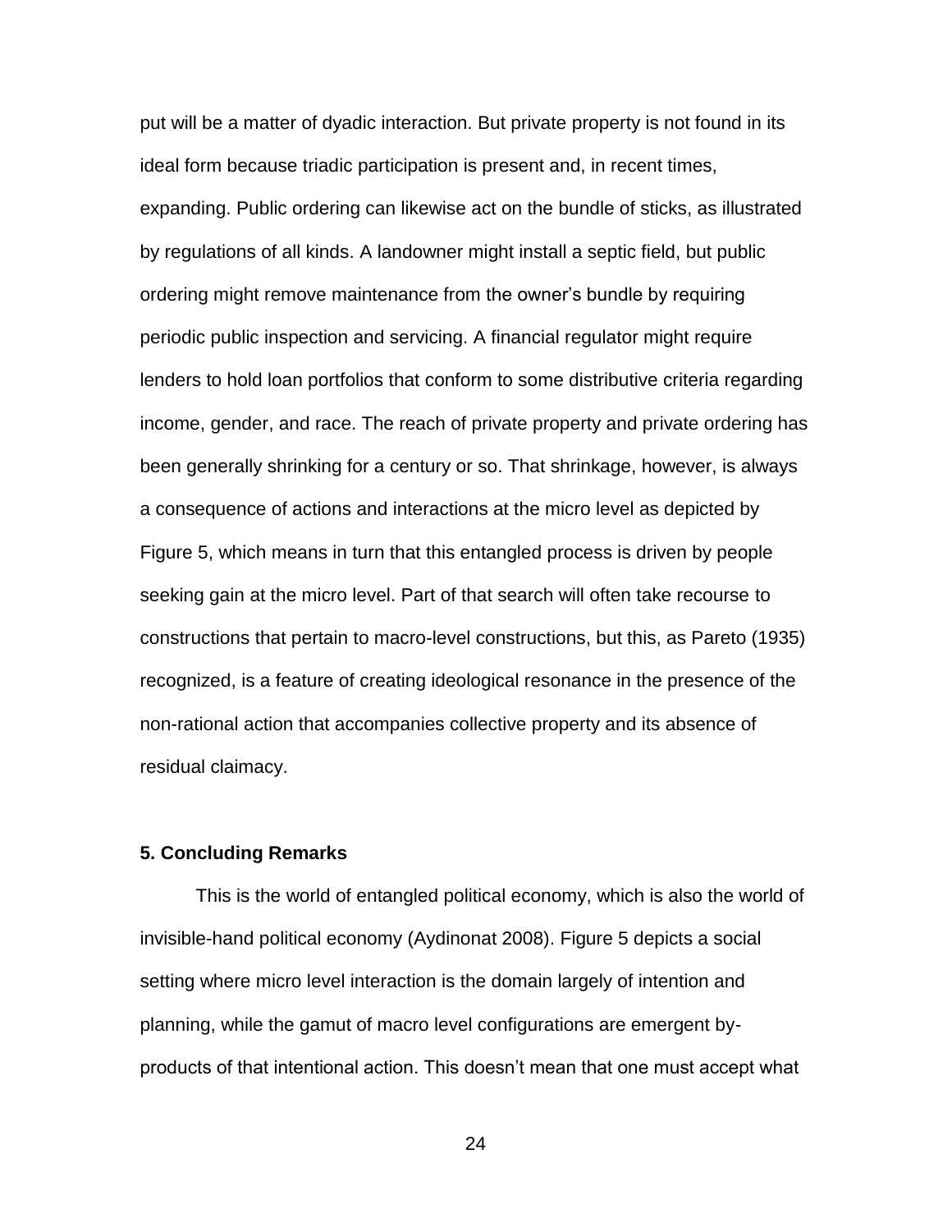put will be a matter of dyadic interaction. But private property is not found in its ideal form because triadic participation is present and, in recent times, expanding. Public ordering can likewise act on the bundle of sticks, as illustrated by regulations of all kinds. A landowner might install a septic field, but public ordering might remove maintenance from the owner's bundle by requiring periodic public inspection and servicing. A financial regulator might require lenders to hold loan portfolios that conform to some distributive criteria regarding income, gender, and race. The reach of private property and private ordering has been generally shrinking for a century or so. That shrinkage, however, is always a consequence of actions and interactions at the micro level as depicted by Figure 5, which means in turn that this entangled process is driven by people seeking gain at the micro level. Part of that search will often take recourse to constructions that pertain to macro-level constructions, but this, as Pareto (1935) recognized, is a feature of creating ideological resonance in the presence of the non-rational action that accompanies collective property and its absence of residual claimacy.

### 5. Concluding Remarks

This is the world of entangled political economy, which is also the world of invisible-hand political economy (Aydinonat 2008). Figure 5 depicts a social setting where micro level interaction is the domain largely of intention and planning, while the gamut of macro level configurations are emergent by-products of that intentional action. This doesn't mean that one must accept what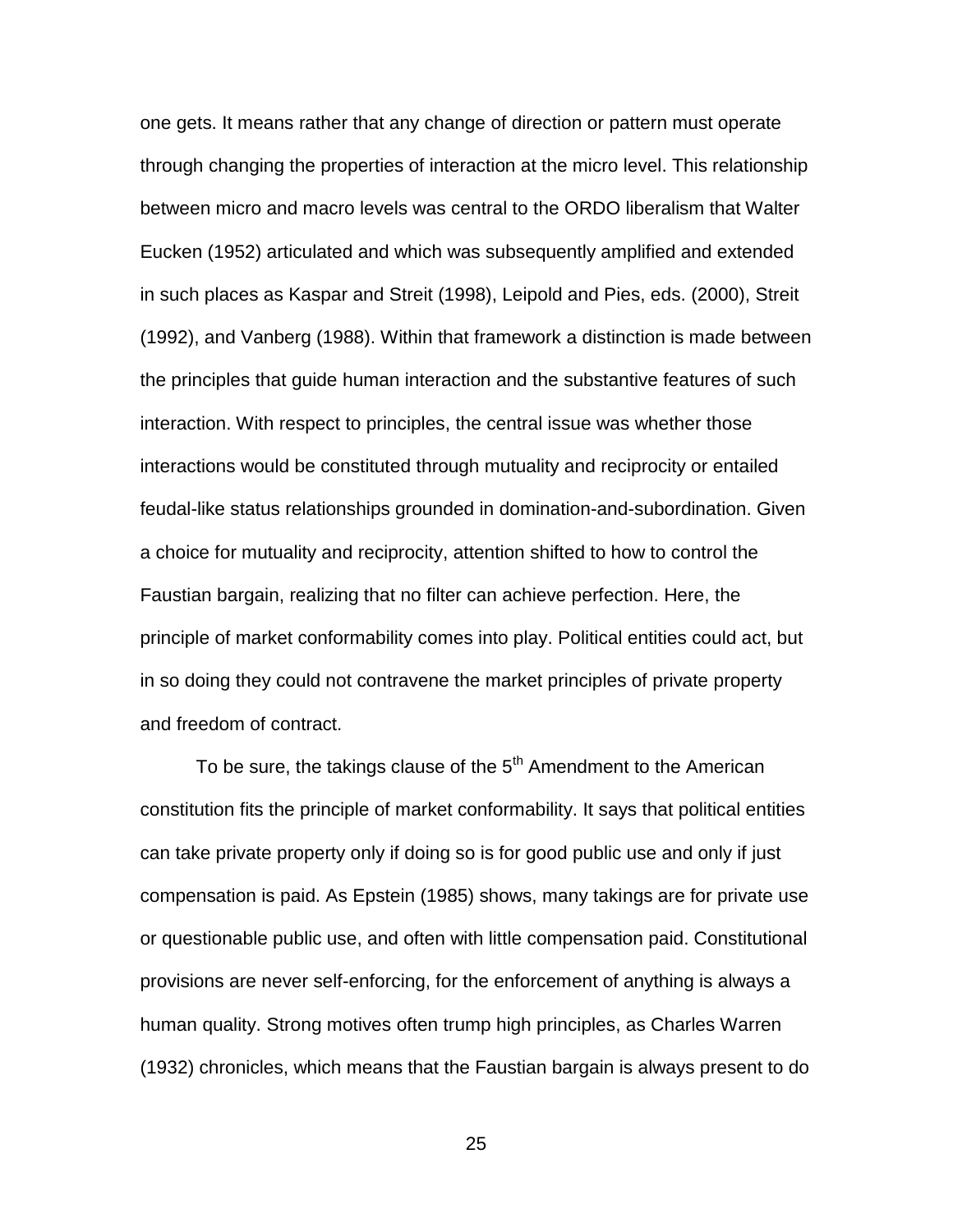one gets. It means rather that any change of direction or pattern must operate through changing the properties of interaction at the micro level. This relationship between micro and macro levels was central to the ORDO liberalism that Walter Eucken (1952) articulated and which was subsequently amplified and extended in such places as Kaspar and Streit (1998), Leipold and Pies, eds. (2000), Streit (1992), and Vanberg (1988). Within that framework a distinction is made between the principles that guide human interaction and the substantive features of such interaction. With respect to principles, the central issue was whether those interactions would be constituted through mutuality and reciprocity or entailed feudal-like status relationships grounded in domination-and-subordination. Given a choice for mutuality and reciprocity, attention shifted to how to control the Faustian bargain, realizing that no filter can achieve perfection. Here, the principle of market conformability comes into play. Political entities could act, but in so doing they could not contravene the market principles of private property and freedom of contract.

To be sure, the takings clause of the 5th Amendment to the American constitution fits the principle of market conformability. It says that political entities can take private property only if doing so is for good public use and only if just compensation is paid. As Epstein (1985) shows, many takings are for private use or questionable public use, and often with little compensation paid. Constitutional provisions are never self-enforcing, for the enforcement of anything is always a human quality. Strong motives often trump high principles, as Charles Warren (1932) chronicles, which means that the Faustian bargain is always present to do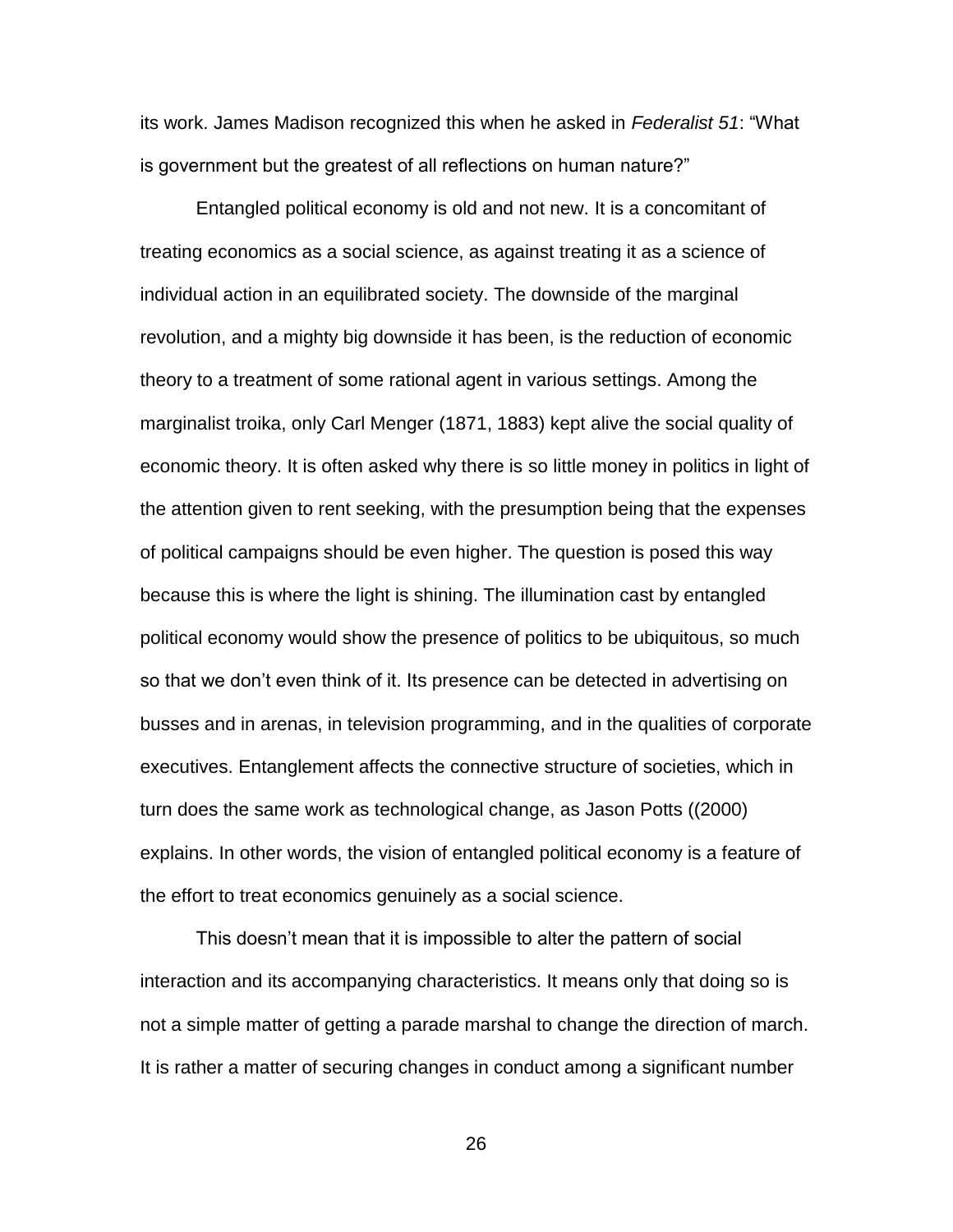its work. James Madison recognized this when he asked in *Federalist 51*: "What is government but the greatest of all reflections on human nature?"

Entangled political economy is old and not new. It is a concomitant of treating economics as a social science, as against treating it as a science of individual action in an equilibrated society. The downside of the marginal revolution, and a mighty big downside it has been, is the reduction of economic theory to a treatment of some rational agent in various settings. Among the marginalist troika, only Carl Menger (1871, 1883) kept alive the social quality of economic theory. It is often asked why there is so little money in politics in light of the attention given to rent seeking, with the presumption being that the expenses of political campaigns should be even higher. The question is posed this way because this is where the light is shining. The illumination cast by entangled political economy would show the presence of politics to be ubiquitous, so much so that we don't even think of it. Its presence can be detected in advertising on busses and in arenas, in television programming, and in the qualities of corporate executives. Entanglement affects the connective structure of societies, which in turn does the same work as technological change, as Jason Potts ((2000) explains. In other words, the vision of entangled political economy is a feature of the effort to treat economics genuinely as a social science.

This doesn't mean that it is impossible to alter the pattern of social interaction and its accompanying characteristics. It means only that doing so is not a simple matter of getting a parade marshal to change the direction of march. It is rather a matter of securing changes in conduct among a significant number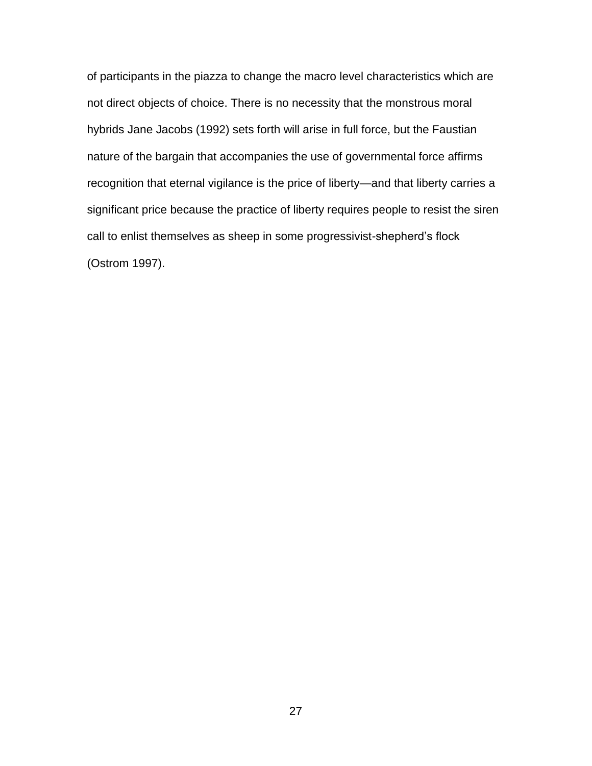of participants in the piazza to change the macro level characteristics which are not direct objects of choice. There is no necessity that the monstrous moral hybrids Jane Jacobs (1992) sets forth will arise in full force, but the Faustian nature of the bargain that accompanies the use of governmental force affirms recognition that eternal vigilance is the price of liberty—and that liberty carries a significant price because the practice of liberty requires people to resist the siren call to enlist themselves as sheep in some progressivist-shepherd's flock (Ostrom 1997).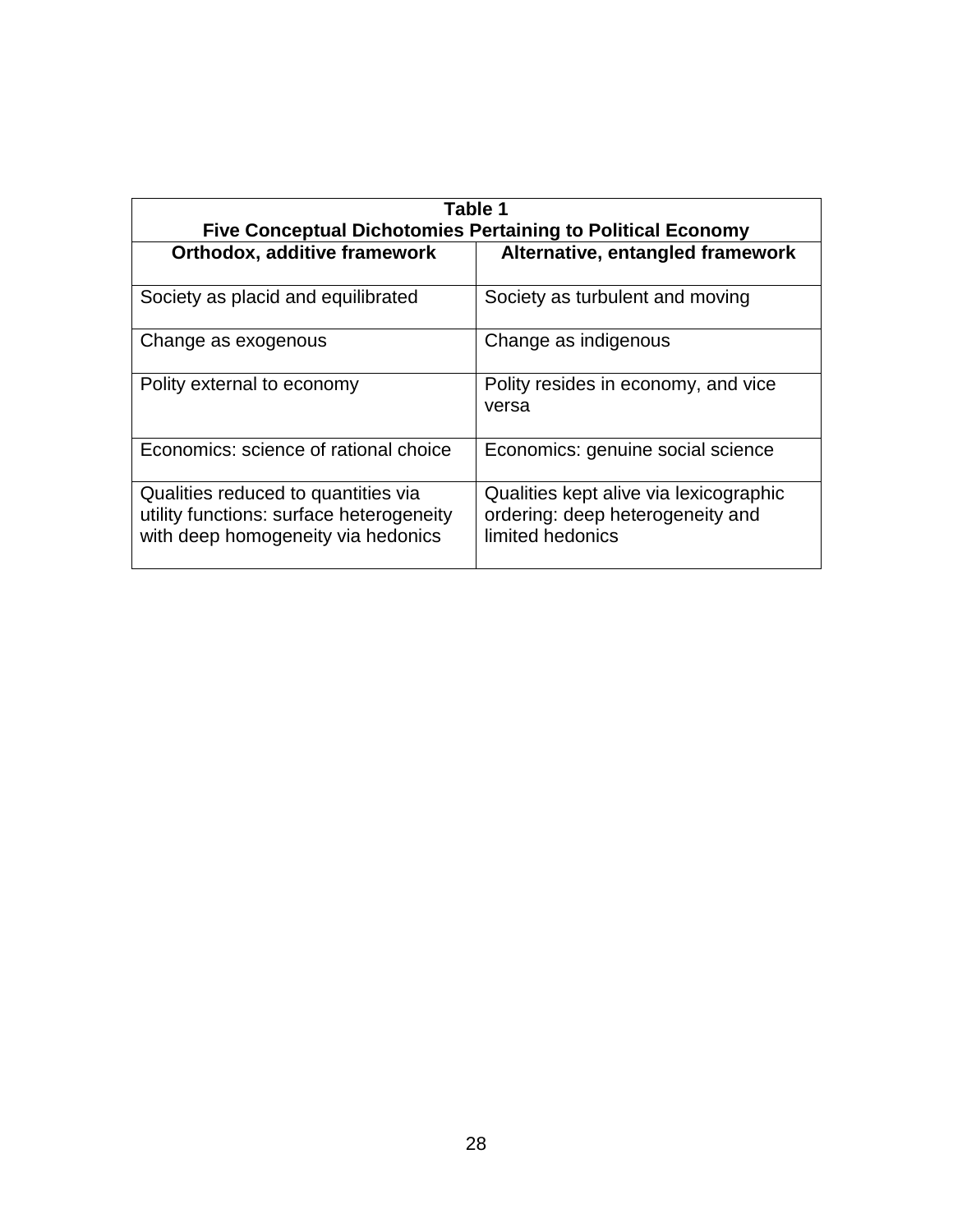**Table 1**
**Five Conceptual Dichotomies Pertaining to Political Economy**

| Orthodox, additive framework | Alternative, entangled framework |
|---|---|
| Society as placid and equilibrated | Society as turbulent and moving |
| Change as exogenous | Change as indigenous |
| Polity external to economy | Polity resides in economy, and vice versa |
| Economics: science of rational choice | Economics: genuine social science |
| Qualities reduced to quantities via utility functions: surface heterogeneity with deep homogeneity via hedonics | Qualities kept alive via lexicographic ordering: deep heterogeneity and limited hedonics |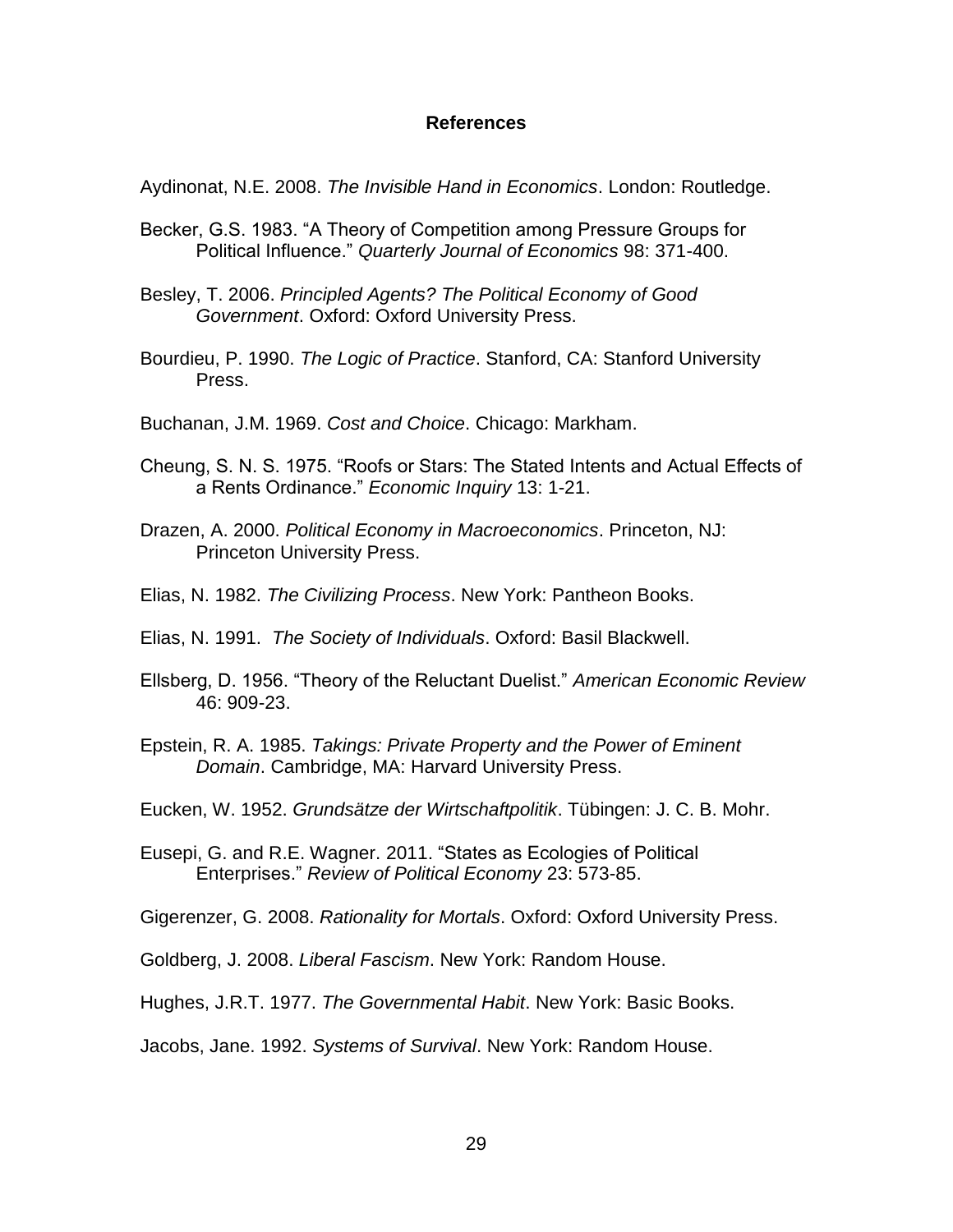# References

Aydinonat, N.E. 2008. *The Invisible Hand in Economics*. London: Routledge.

Becker, G.S. 1983. "A Theory of Competition among Pressure Groups for Political Influence." *Quarterly Journal of Economics* 98: 371-400.

Besley, T. 2006. *Principled Agents? The Political Economy of Good Government*. Oxford: Oxford University Press.

Bourdieu, P. 1990. *The Logic of Practice*. Stanford, CA: Stanford University Press.

Buchanan, J.M. 1969. *Cost and Choice*. Chicago: Markham.

Cheung, S. N. S. 1975. "Roofs or Stars: The Stated Intents and Actual Effects of a Rents Ordinance." *Economic Inquiry* 13: 1-21.

Drazen, A. 2000. *Political Economy in Macroeconomics*. Princeton, NJ: Princeton University Press.

Elias, N. 1982. *The Civilizing Process*. New York: Pantheon Books.

Elias, N. 1991. *The Society of Individuals*. Oxford: Basil Blackwell.

Ellsberg, D. 1956. "Theory of the Reluctant Duelist." *American Economic Review* 46: 909-23.

Epstein, R. A. 1985. *Takings: Private Property and the Power of Eminent Domain*. Cambridge, MA: Harvard University Press.

Eucken, W. 1952. *Grundsätze der Wirtschaftpolitik*. Tübingen: J. C. B. Mohr.

Eusepi, G. and R.E. Wagner. 2011. "States as Ecologies of Political Enterprises." *Review of Political Economy* 23: 573-85.

Gigerenzer, G. 2008. *Rationality for Mortals*. Oxford: Oxford University Press.

Goldberg, J. 2008. *Liberal Fascism*. New York: Random House.

Hughes, J.R.T. 1977. *The Governmental Habit*. New York: Basic Books.

Jacobs, Jane. 1992. *Systems of Survival*. New York: Random House.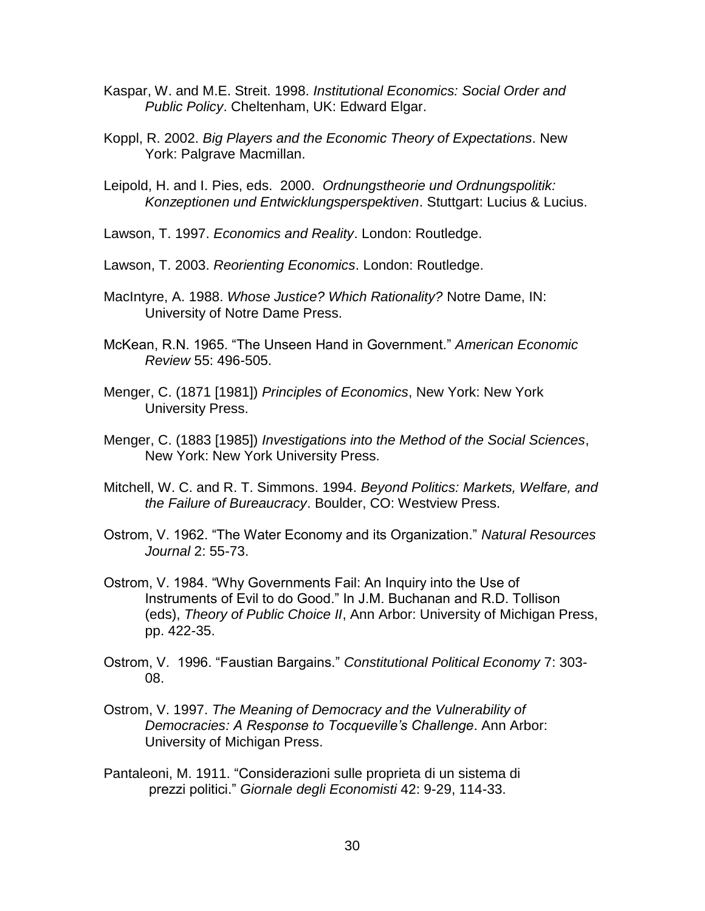Kaspar, W. and M.E. Streit. 1998. *Institutional Economics: Social Order and Public Policy*. Cheltenham, UK: Edward Elgar.

Koppl, R. 2002. *Big Players and the Economic Theory of Expectations*. New York: Palgrave Macmillan.

Leipold, H. and I. Pies, eds. 2000. *Ordnungstheorie und Ordnungspolitik: Konzeptionen und Entwicklungsperspektiven*. Stuttgart: Lucius & Lucius.

Lawson, T. 1997. *Economics and Reality*. London: Routledge.

Lawson, T. 2003. *Reorienting Economics*. London: Routledge.

MacIntyre, A. 1988. *Whose Justice? Which Rationality?* Notre Dame, IN: University of Notre Dame Press.

McKean, R.N. 1965. "The Unseen Hand in Government." *American Economic Review* 55: 496-505.

Menger, C. (1871 [1981]) *Principles of Economics*, New York: New York University Press.

Menger, C. (1883 [1985]) *Investigations into the Method of the Social Sciences*, New York: New York University Press.

Mitchell, W. C. and R. T. Simmons. 1994. *Beyond Politics: Markets, Welfare, and the Failure of Bureaucracy*. Boulder, CO: Westview Press.

Ostrom, V. 1962. "The Water Economy and its Organization." *Natural Resources Journal* 2: 55-73.

Ostrom, V. 1984. "Why Governments Fail: An Inquiry into the Use of Instruments of Evil to do Good." In J.M. Buchanan and R.D. Tollison (eds), *Theory of Public Choice II*, Ann Arbor: University of Michigan Press, pp. 422-35.

Ostrom, V. 1996. "Faustian Bargains." *Constitutional Political Economy* 7: 303-08.

Ostrom, V. 1997. *The Meaning of Democracy and the Vulnerability of Democracies: A Response to Tocqueville's Challenge*. Ann Arbor: University of Michigan Press.

Pantaleoni, M. 1911. "Considerazioni sulle proprieta di un sistema di prezzi politici." *Giornale degli Economisti* 42: 9-29, 114-33.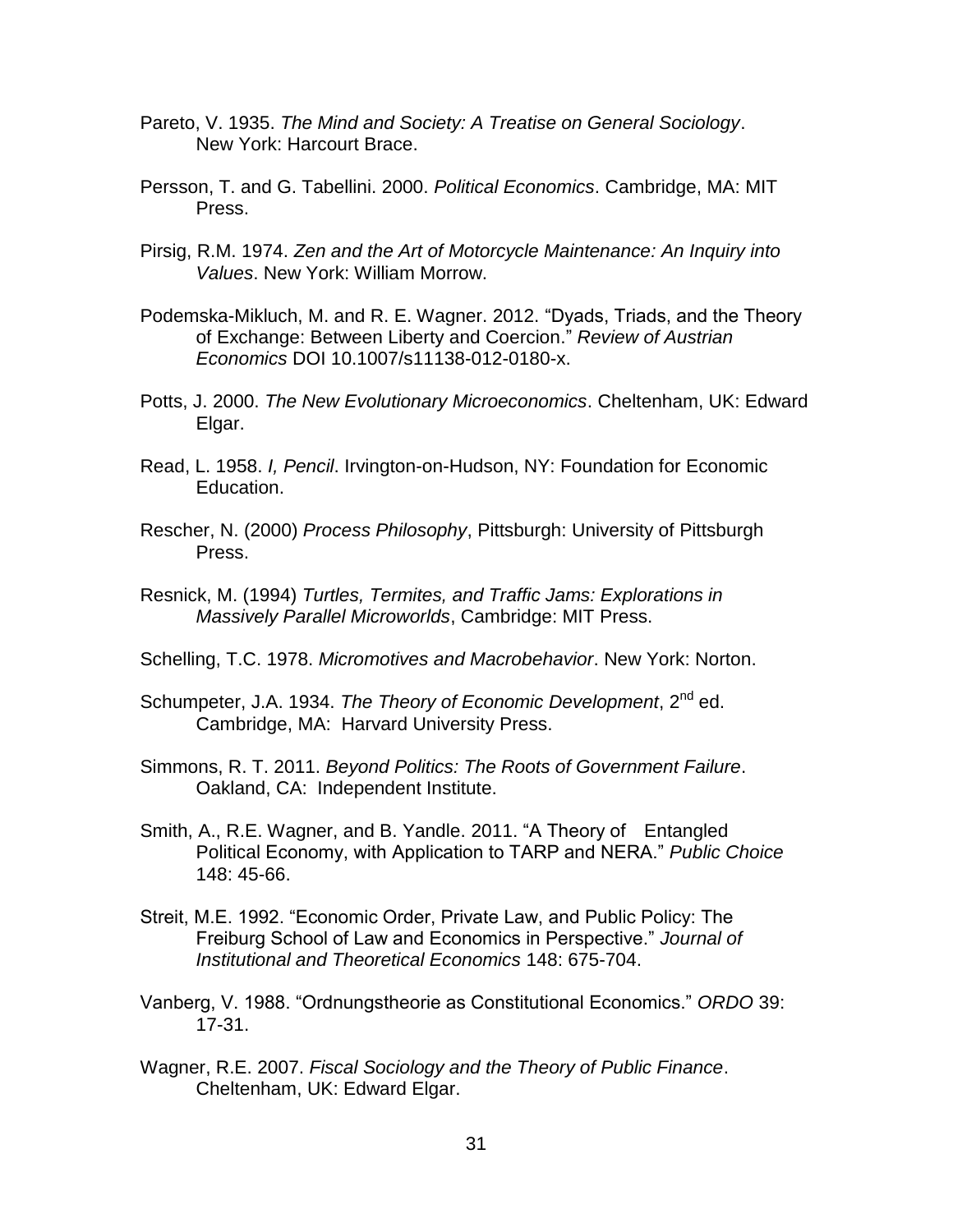Pareto, V. 1935. *The Mind and Society: A Treatise on General Sociology*. New York: Harcourt Brace.

Persson, T. and G. Tabellini. 2000. *Political Economics*. Cambridge, MA: MIT Press.

Pirsig, R.M. 1974. *Zen and the Art of Motorcycle Maintenance: An Inquiry into Values*. New York: William Morrow.

Podemska-Mikluch, M. and R. E. Wagner. 2012. "Dyads, Triads, and the Theory of Exchange: Between Liberty and Coercion." *Review of Austrian Economics* DOI 10.1007/s11138-012-0180-x.

Potts, J. 2000. *The New Evolutionary Microeconomics*. Cheltenham, UK: Edward Elgar.

Read, L. 1958. *I, Pencil*. Irvington-on-Hudson, NY: Foundation for Economic Education.

Rescher, N. (2000) *Process Philosophy*, Pittsburgh: University of Pittsburgh Press.

Resnick, M. (1994) *Turtles, Termites, and Traffic Jams: Explorations in Massively Parallel Microworlds*, Cambridge: MIT Press.

Schelling, T.C. 1978. *Micromotives and Macrobehavior*. New York: Norton.

Schumpeter, J.A. 1934. *The Theory of Economic Development*, 2nd ed. Cambridge, MA: Harvard University Press.

Simmons, R. T. 2011. *Beyond Politics: The Roots of Government Failure*. Oakland, CA: Independent Institute.

Smith, A., R.E. Wagner, and B. Yandle. 2011. "A Theory of Entangled Political Economy, with Application to TARP and NERA." *Public Choice* 148: 45-66.

Streit, M.E. 1992. "Economic Order, Private Law, and Public Policy: The Freiburg School of Law and Economics in Perspective." *Journal of Institutional and Theoretical Economics* 148: 675-704.

Vanberg, V. 1988. "Ordnungstheorie as Constitutional Economics." *ORDO* 39: 17-31.

Wagner, R.E. 2007. *Fiscal Sociology and the Theory of Public Finance*. Cheltenham, UK: Edward Elgar.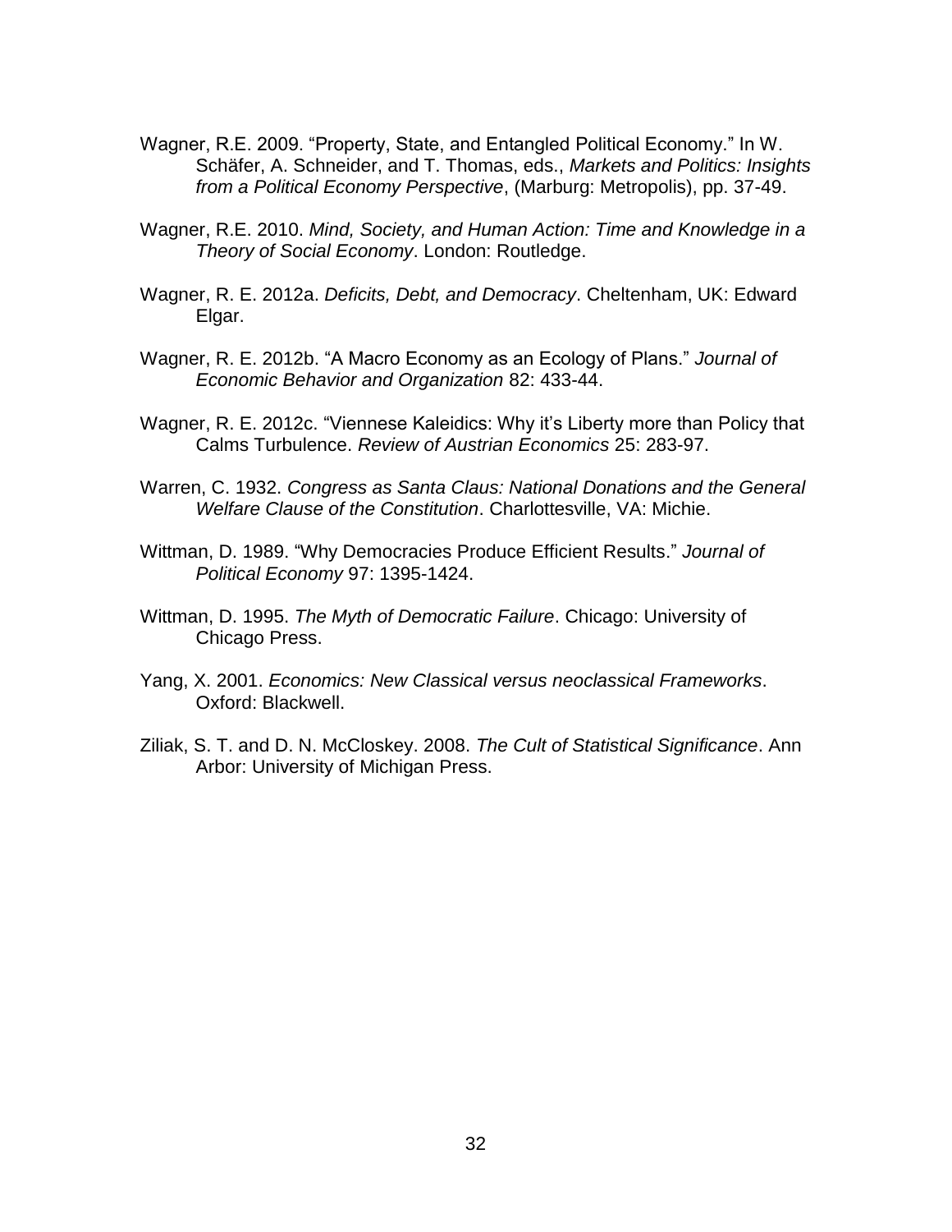Wagner, R.E. 2009. "Property, State, and Entangled Political Economy." In W. Schäfer, A. Schneider, and T. Thomas, eds., *Markets and Politics: Insights from a Political Economy Perspective*, (Marburg: Metropolis), pp. 37-49.

Wagner, R.E. 2010. *Mind, Society, and Human Action: Time and Knowledge in a Theory of Social Economy*. London: Routledge.

Wagner, R. E. 2012a. *Deficits, Debt, and Democracy*. Cheltenham, UK: Edward Elgar.

Wagner, R. E. 2012b. "A Macro Economy as an Ecology of Plans." *Journal of Economic Behavior and Organization* 82: 433-44.

Wagner, R. E. 2012c. "Viennese Kaleidics: Why it's Liberty more than Policy that Calms Turbulence. *Review of Austrian Economics* 25: 283-97.

Warren, C. 1932. *Congress as Santa Claus: National Donations and the General Welfare Clause of the Constitution*. Charlottesville, VA: Michie.

Wittman, D. 1989. "Why Democracies Produce Efficient Results." *Journal of Political Economy* 97: 1395-1424.

Wittman, D. 1995. *The Myth of Democratic Failure*. Chicago: University of Chicago Press.

Yang, X. 2001. *Economics: New Classical versus neoclassical Frameworks*. Oxford: Blackwell.

Ziliak, S. T. and D. N. McCloskey. 2008. *The Cult of Statistical Significance*. Ann Arbor: University of Michigan Press.